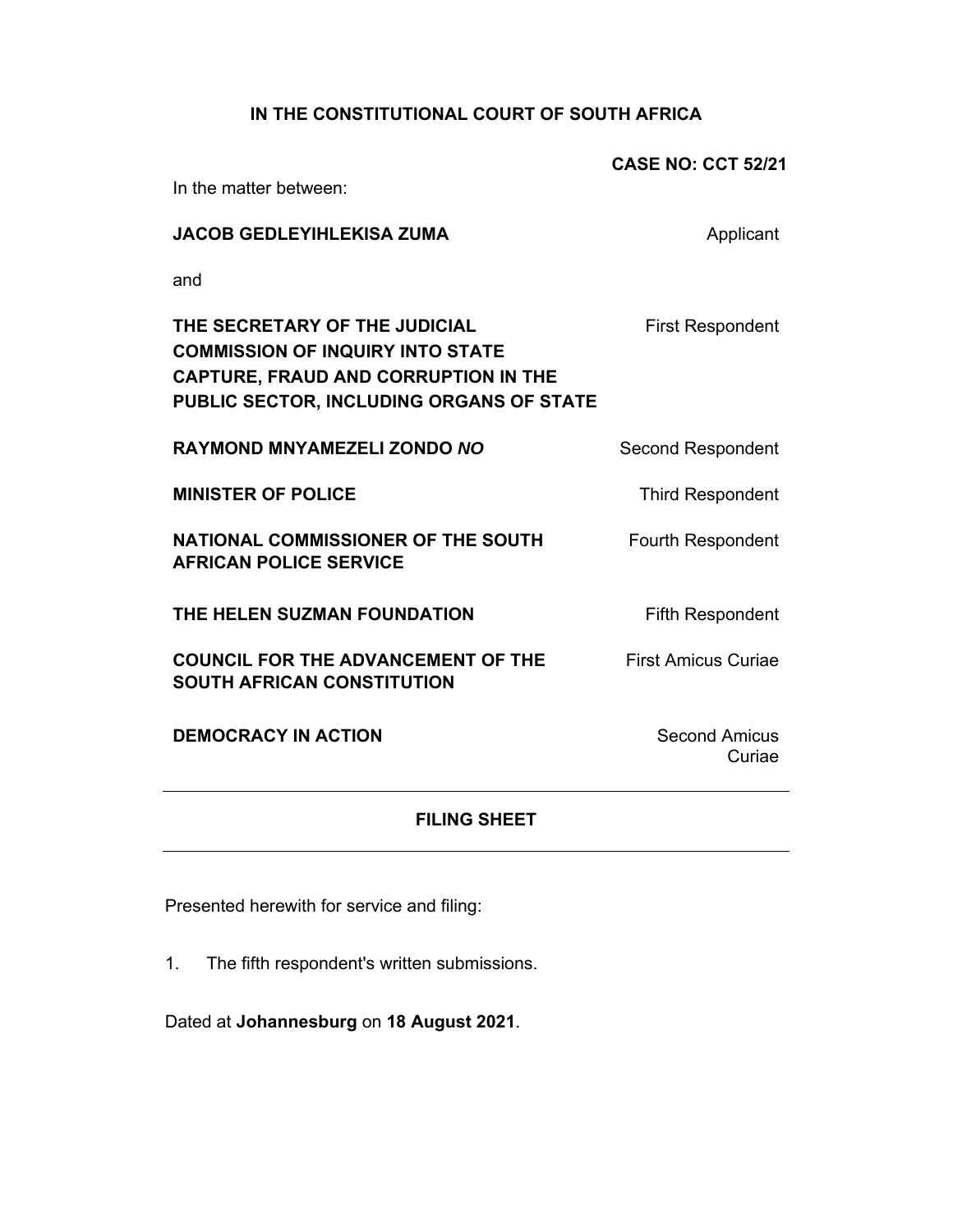**IN THE CONSTITUTIONAL COURT OF SOUTH AFRICA**

**CASE NO: CCT 52/21**

In the matter between:

| | |
|---|---|
| **JACOB GEDLEYIHLEKISA ZUMA** | Applicant |
| and | |
| **THE SECRETARY OF THE JUDICIAL COMMISSION OF INQUIRY INTO STATE CAPTURE, FRAUD AND CORRUPTION IN THE PUBLIC SECTOR, INCLUDING ORGANS OF STATE** | First Respondent |
| **RAYMOND MNYAMEZELI ZONDO *NO*** | Second Respondent |
| **MINISTER OF POLICE** | Third Respondent |
| **NATIONAL COMMISSIONER OF THE SOUTH AFRICAN POLICE SERVICE** | Fourth Respondent |
| **THE HELEN SUZMAN FOUNDATION** | Fifth Respondent |
| **COUNCIL FOR THE ADVANCEMENT OF THE SOUTH AFRICAN CONSTITUTION** | First Amicus Curiae |
| **DEMOCRACY IN ACTION** | Second Amicus Curiae |

---

**FILING SHEET**

---

Presented herewith for service and filing:

1. The fifth respondent's written submissions.

Dated at **Johannesburg** on **18 August 2021**.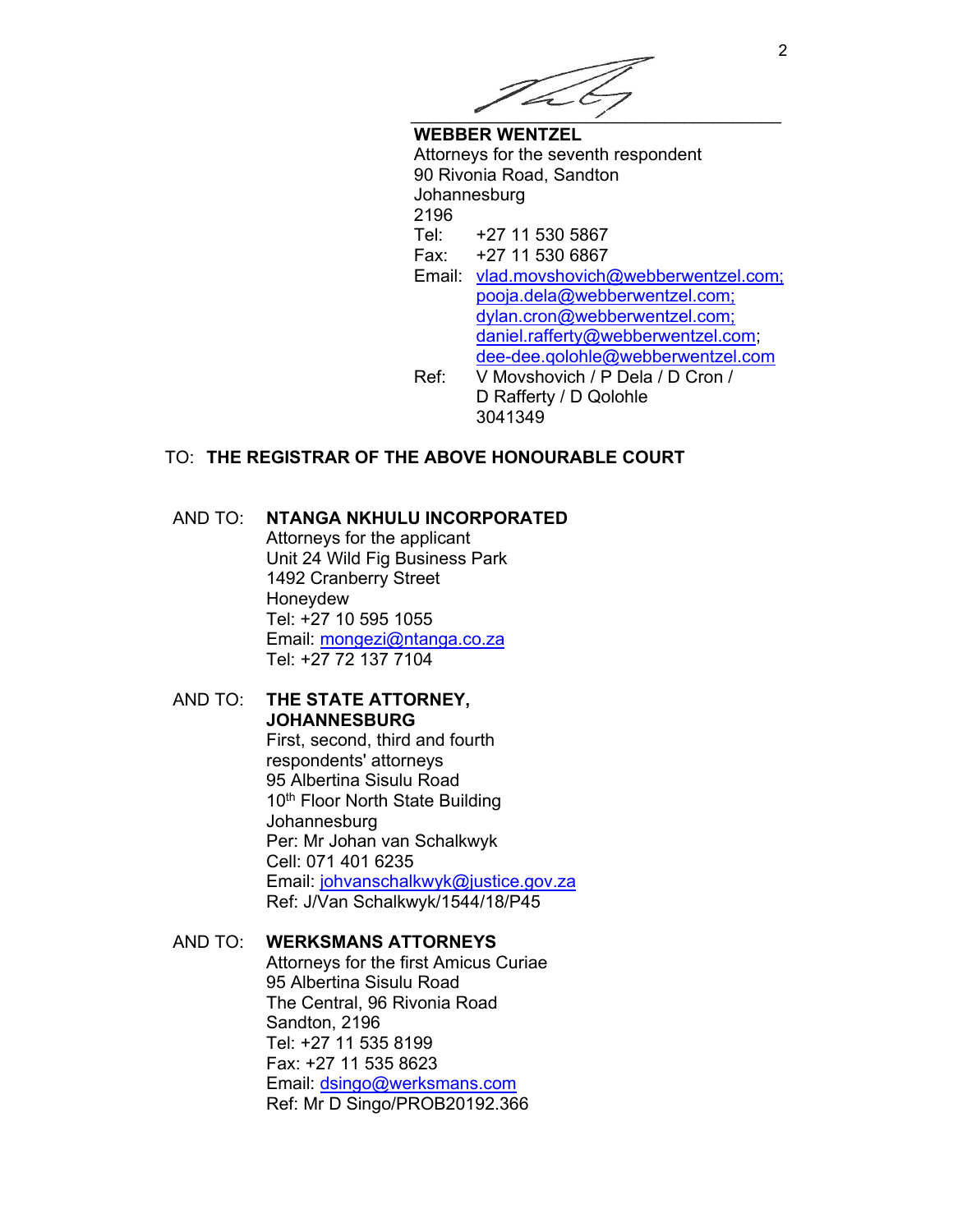**WEBBER WENTZEL**
Attorneys for the seventh respondent
90 Rivonia Road, Sandton
Johannesburg
2196
Tel: +27 11 530 5867
Fax: +27 11 530 6867
Email: vlad.movshovich@webberwentzel.com; pooja.dela@webberwentzel.com; dylan.cron@webberwentzel.com; daniel.rafferty@webberwentzel.com; dee-dee.qolohle@webberwentzel.com
Ref: V Movshovich / P Dela / D Cron / D Rafferty / D Qolohle
3041349

TO: **THE REGISTRAR OF THE ABOVE HONOURABLE COURT**

AND TO: **NTANGA NKHULU INCORPORATED**
Attorneys for the applicant
Unit 24 Wild Fig Business Park
1492 Cranberry Street
Honeydew
Tel: +27 10 595 1055
Email: mongezi@ntanga.co.za
Tel: +27 72 137 7104

AND TO: **THE STATE ATTORNEY, JOHANNESBURG**
First, second, third and fourth respondents' attorneys
95 Albertina Sisulu Road
10th Floor North State Building
Johannesburg
Per: Mr Johan van Schalkwyk
Cell: 071 401 6235
Email: johvanschalkwyk@justice.gov.za
Ref: J/Van Schalkwyk/1544/18/P45

AND TO: **WERKSMANS ATTORNEYS**
Attorneys for the first Amicus Curiae
95 Albertina Sisulu Road
The Central, 96 Rivonia Road
Sandton, 2196
Tel: +27 11 535 8199
Fax: +27 11 535 8623
Email: dsingo@werksmans.com
Ref: Mr D Singo/PROB20192.366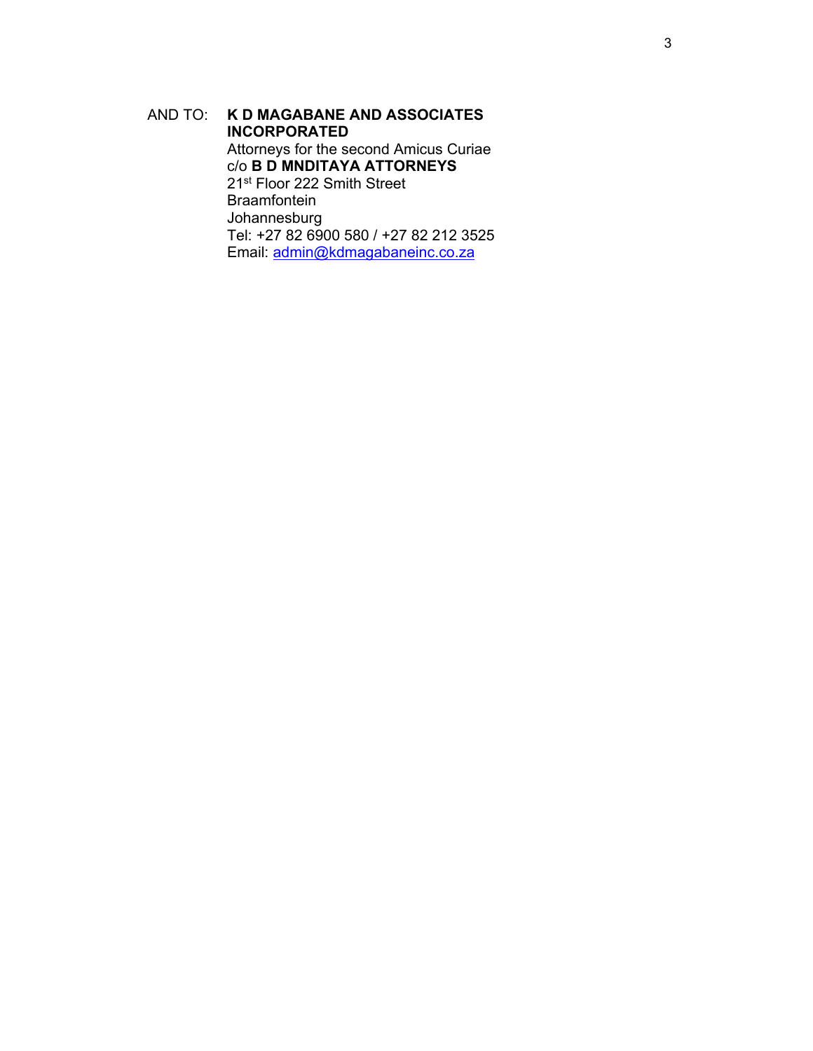AND TO: **K D MAGABANE AND ASSOCIATES INCORPORATED**
Attorneys for the second Amicus Curiae
c/o **B D MNDITAYA ATTORNEYS**
21st Floor 222 Smith Street
Braamfontein
Johannesburg
Tel: +27 82 6900 580 / +27 82 212 3525
Email: admin@kdmagabaneinc.co.za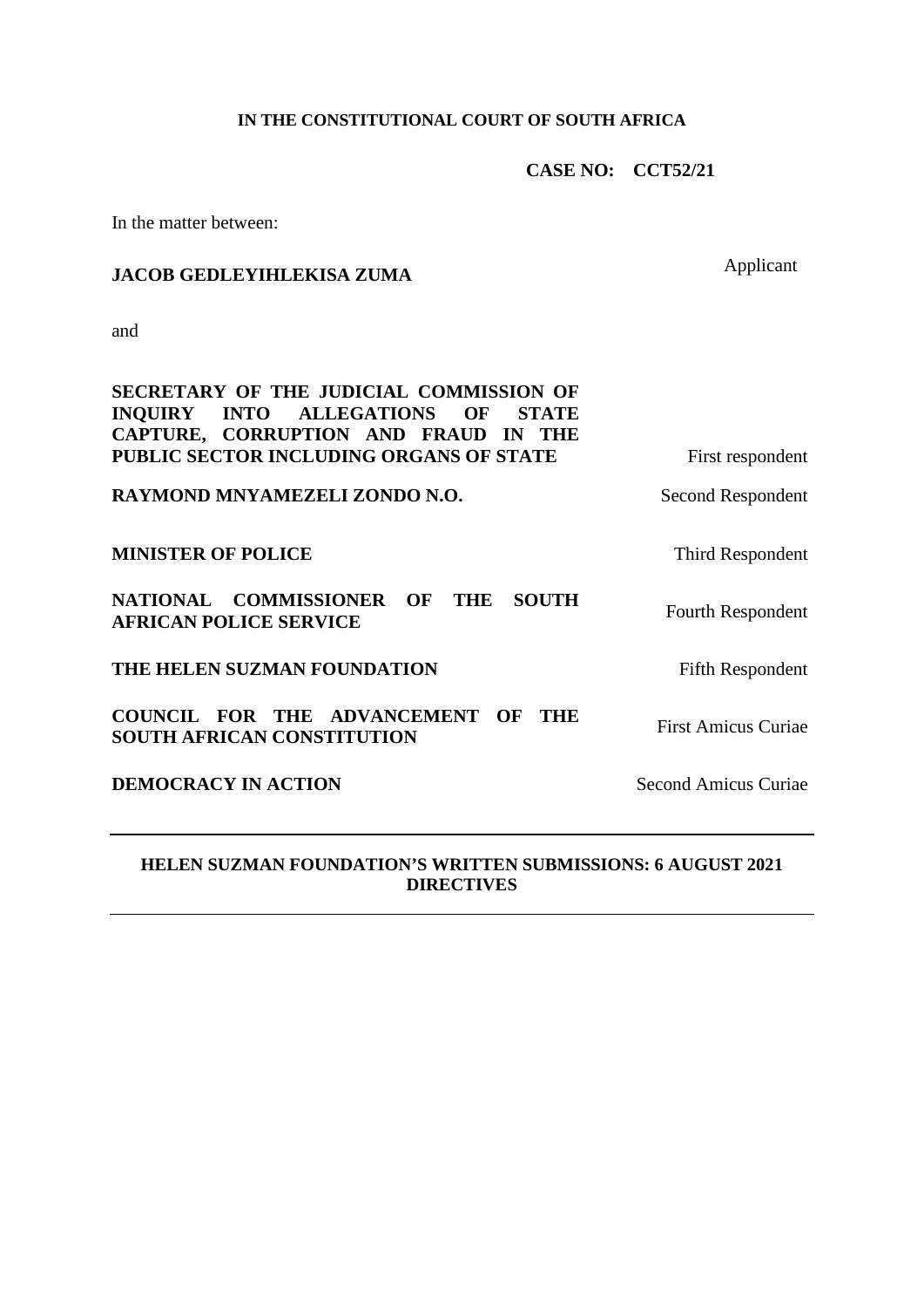**IN THE CONSTITUTIONAL COURT OF SOUTH AFRICA**

**CASE NO: CCT52/21**

In the matter between:

| | |
|---|---|
| **JACOB GEDLEYIHLEKISA ZUMA** | Applicant |
| and | |
| **SECRETARY OF THE JUDICIAL COMMISSION OF INQUIRY INTO ALLEGATIONS OF STATE CAPTURE, CORRUPTION AND FRAUD IN THE PUBLIC SECTOR INCLUDING ORGANS OF STATE** | First respondent |
| **RAYMOND MNYAMEZELI ZONDO N.O.** | Second Respondent |
| **MINISTER OF POLICE** | Third Respondent |
| **NATIONAL COMMISSIONER OF THE SOUTH AFRICAN POLICE SERVICE** | Fourth Respondent |
| **THE HELEN SUZMAN FOUNDATION** | Fifth Respondent |
| **COUNCIL FOR THE ADVANCEMENT OF THE SOUTH AFRICAN CONSTITUTION** | First Amicus Curiae |
| **DEMOCRACY IN ACTION** | Second Amicus Curiae |

---

**HELEN SUZMAN FOUNDATION'S WRITTEN SUBMISSIONS: 6 AUGUST 2021 DIRECTIVES**

---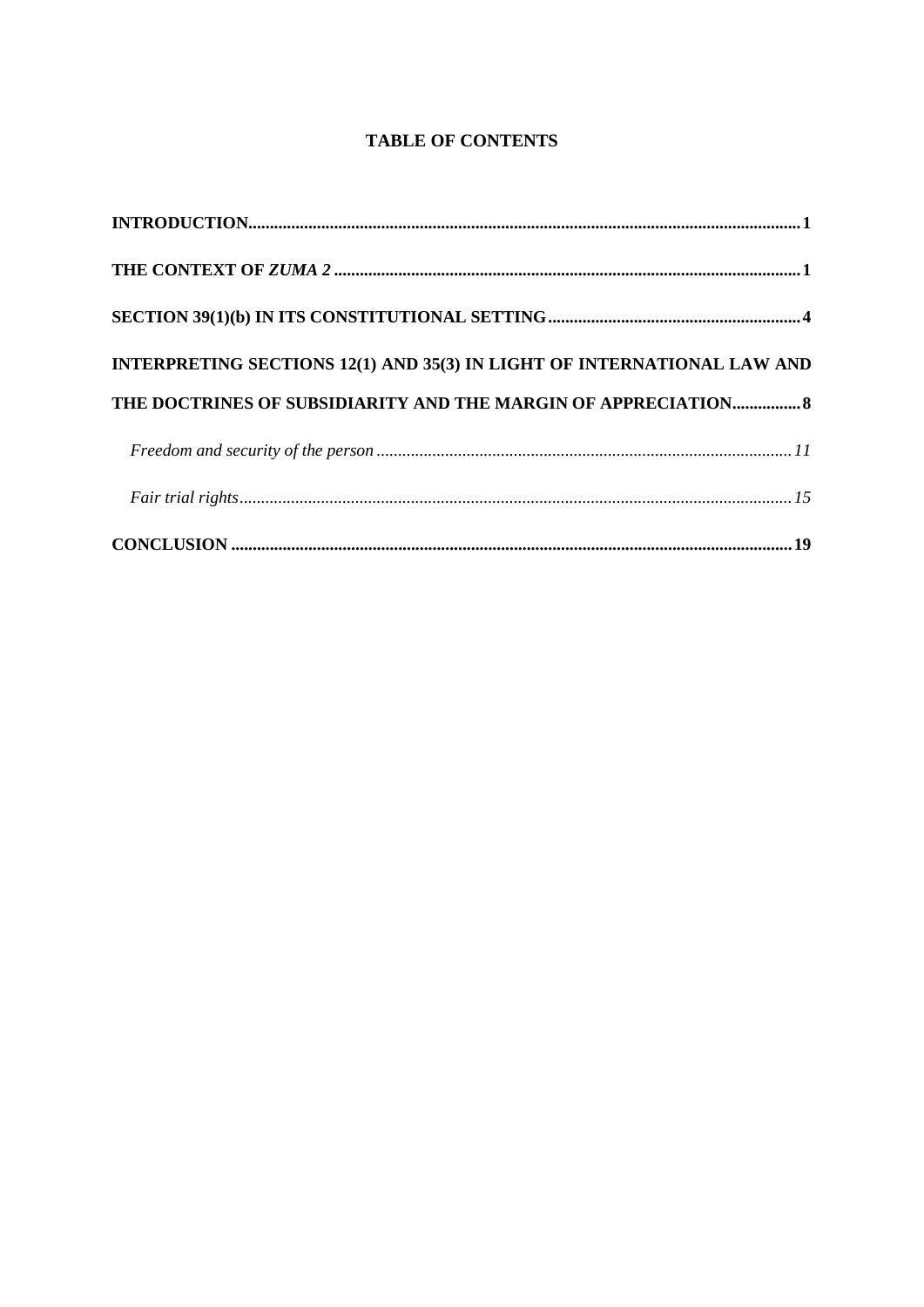# TABLE OF CONTENTS

**INTRODUCTION** ........ **1**

**THE CONTEXT OF *ZUMA 2*** ........ **1**

**SECTION 39(1)(b) IN ITS CONSTITUTIONAL SETTING** ........ **4**

**INTERPRETING SECTIONS 12(1) AND 35(3) IN LIGHT OF INTERNATIONAL LAW AND THE DOCTRINES OF SUBSIDIARITY AND THE MARGIN OF APPRECIATION** ........ **8**

*Freedom and security of the person* ........ *11*

*Fair trial rights* ........ *15*

**CONCLUSION** ........ **19**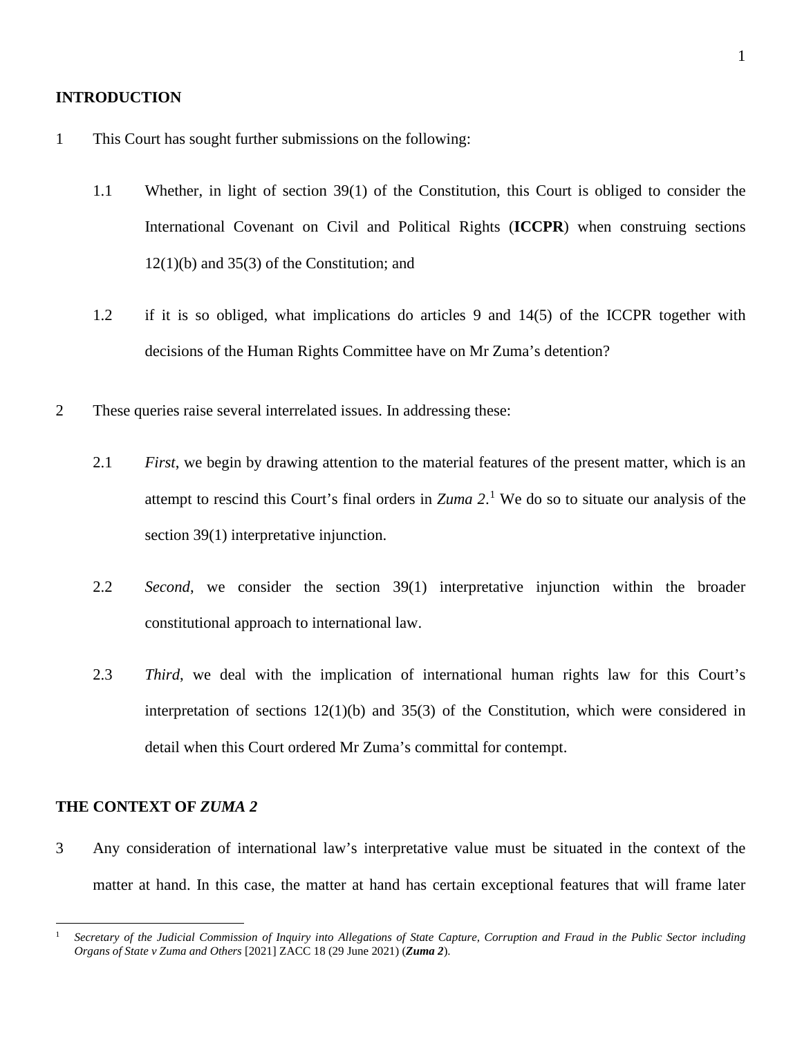## INTRODUCTION

1 This Court has sought further submissions on the following:

1.1 Whether, in light of section 39(1) of the Constitution, this Court is obliged to consider the International Covenant on Civil and Political Rights (**ICCPR**) when construing sections 12(1)(b) and 35(3) of the Constitution; and

1.2 if it is so obliged, what implications do articles 9 and 14(5) of the ICCPR together with decisions of the Human Rights Committee have on Mr Zuma's detention?

2 These queries raise several interrelated issues. In addressing these:

2.1 *First*, we begin by drawing attention to the material features of the present matter, which is an attempt to rescind this Court's final orders in *Zuma 2*.[1] We do so to situate our analysis of the section 39(1) interpretative injunction.

2.2 *Second*, we consider the section 39(1) interpretative injunction within the broader constitutional approach to international law.

2.3 *Third*, we deal with the implication of international human rights law for this Court's interpretation of sections 12(1)(b) and 35(3) of the Constitution, which were considered in detail when this Court ordered Mr Zuma's committal for contempt.

## THE CONTEXT OF *ZUMA 2*

3 Any consideration of international law's interpretative value must be situated in the context of the matter at hand. In this case, the matter at hand has certain exceptional features that will frame later

---

[1] *Secretary of the Judicial Commission of Inquiry into Allegations of State Capture, Corruption and Fraud in the Public Sector including Organs of State v Zuma and Others* [2021] ZACC 18 (29 June 2021) (***Zuma 2***).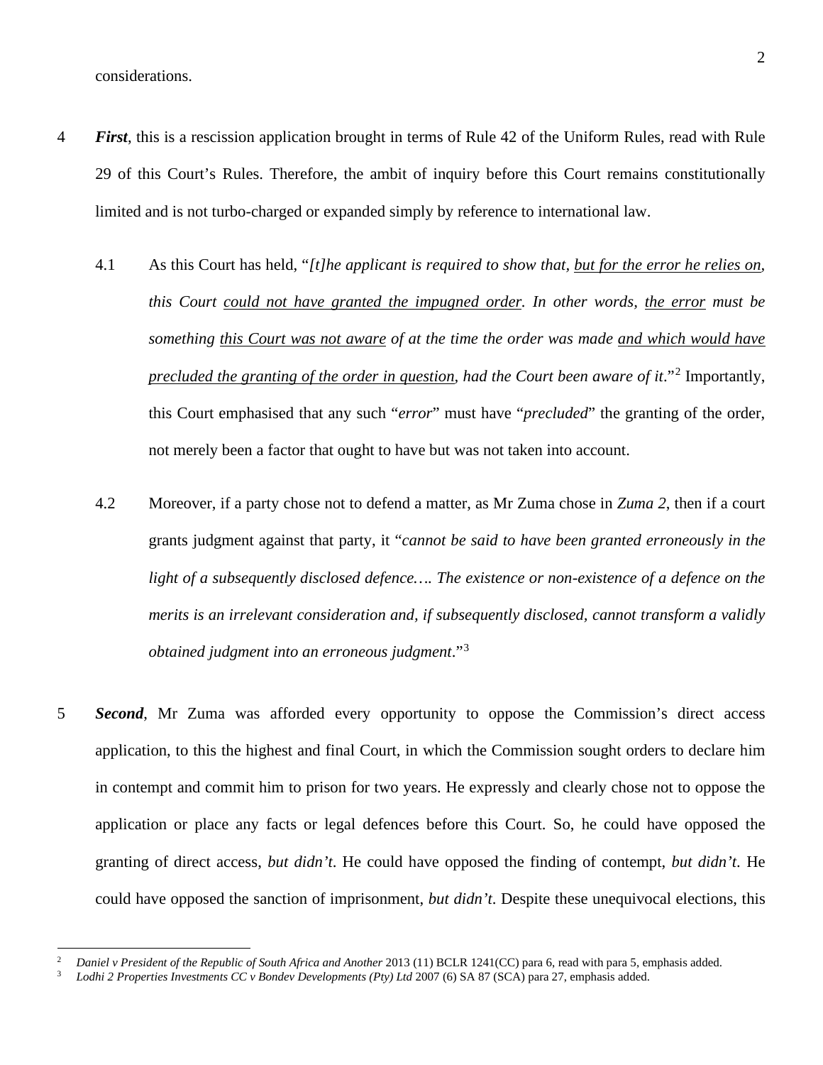considerations.

4 ***First***, this is a rescission application brought in terms of Rule 42 of the Uniform Rules, read with Rule 29 of this Court's Rules. Therefore, the ambit of inquiry before this Court remains constitutionally limited and is not turbo-charged or expanded simply by reference to international law.

4.1 As this Court has held, "*[t]he applicant is required to show that, <u>but for the error he relies on</u>, this Court <u>could not have granted the impugned order</u>. In other words, <u>the error</u> must be something <u>this Court was not aware</u> of at the time the order was made <u>and which would have precluded the granting of the order in question</u>, had the Court been aware of it*."[2] Importantly, this Court emphasised that any such "*error*" must have "*precluded*" the granting of the order, not merely been a factor that ought to have but was not taken into account.

4.2 Moreover, if a party chose not to defend a matter, as Mr Zuma chose in *Zuma 2*, then if a court grants judgment against that party, it "*cannot be said to have been granted erroneously in the light of a subsequently disclosed defence…. The existence or non-existence of a defence on the merits is an irrelevant consideration and, if subsequently disclosed, cannot transform a validly obtained judgment into an erroneous judgment*."[3]

5 ***Second***, Mr Zuma was afforded every opportunity to oppose the Commission's direct access application, to this the highest and final Court, in which the Commission sought orders to declare him in contempt and commit him to prison for two years. He expressly and clearly chose not to oppose the application or place any facts or legal defences before this Court. So, he could have opposed the granting of direct access, *but didn't*. He could have opposed the finding of contempt, *but didn't*. He could have opposed the sanction of imprisonment, *but didn't*. Despite these unequivocal elections, this

---

[2] *Daniel v President of the Republic of South Africa and Another* 2013 (11) BCLR 1241(CC) para 6, read with para 5, emphasis added.

[3] *Lodhi 2 Properties Investments CC v Bondev Developments (Pty) Ltd* 2007 (6) SA 87 (SCA) para 27, emphasis added.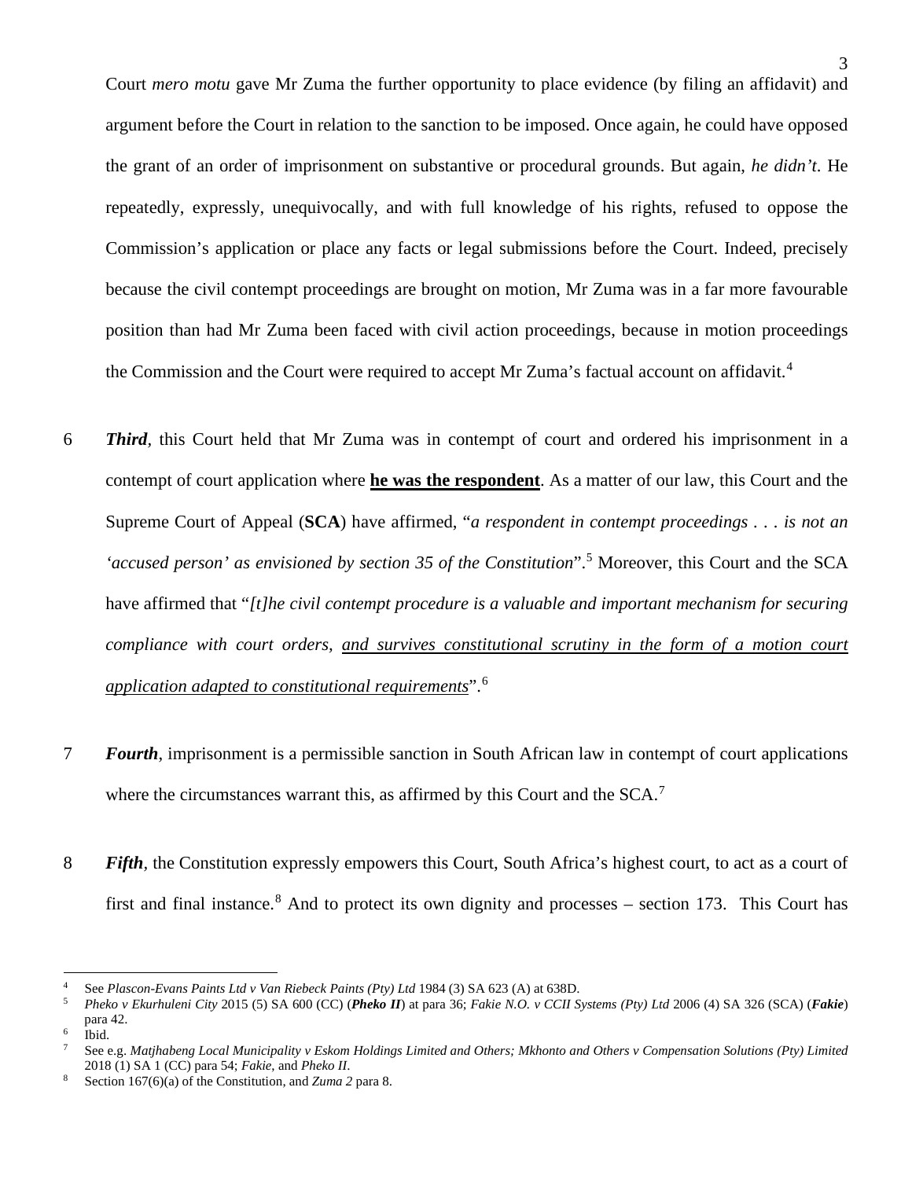Court *mero motu* gave Mr Zuma the further opportunity to place evidence (by filing an affidavit) and argument before the Court in relation to the sanction to be imposed. Once again, he could have opposed the grant of an order of imprisonment on substantive or procedural grounds. But again, *he didn't*. He repeatedly, expressly, unequivocally, and with full knowledge of his rights, refused to oppose the Commission's application or place any facts or legal submissions before the Court. Indeed, precisely because the civil contempt proceedings are brought on motion, Mr Zuma was in a far more favourable position than had Mr Zuma been faced with civil action proceedings, because in motion proceedings the Commission and the Court were required to accept Mr Zuma's factual account on affidavit.[4]

6 ***Third***, this Court held that Mr Zuma was in contempt of court and ordered his imprisonment in a contempt of court application where <u>**he was the respondent**</u>. As a matter of our law, this Court and the Supreme Court of Appeal (**SCA**) have affirmed, "*a respondent in contempt proceedings . . . is not an 'accused person' as envisioned by section 35 of the Constitution*".[5] Moreover, this Court and the SCA have affirmed that "*[t]he civil contempt procedure is a valuable and important mechanism for securing compliance with court orders, <u>and survives constitutional scrutiny in the form of a motion court application adapted to constitutional requirements</u>*".[6]

7 ***Fourth***, imprisonment is a permissible sanction in South African law in contempt of court applications where the circumstances warrant this, as affirmed by this Court and the SCA.[7]

8 ***Fifth***, the Constitution expressly empowers this Court, South Africa's highest court, to act as a court of first and final instance.[8] And to protect its own dignity and processes – section 173. This Court has

---

[4] See *Plascon-Evans Paints Ltd v Van Riebeck Paints (Pty) Ltd* 1984 (3) SA 623 (A) at 638D.

[5] *Pheko v Ekurhuleni City* 2015 (5) SA 600 (CC) (***Pheko II***) at para 36; *Fakie N.O. v CCII Systems (Pty) Ltd* 2006 (4) SA 326 (SCA) (***Fakie***) para 42.

[6] Ibid.

[7] See e.g. *Matjhabeng Local Municipality v Eskom Holdings Limited and Others; Mkhonto and Others v Compensation Solutions (Pty) Limited* 2018 (1) SA 1 (CC) para 54; *Fakie*, and *Pheko II*.

[8] Section 167(6)(a) of the Constitution, and *Zuma 2* para 8.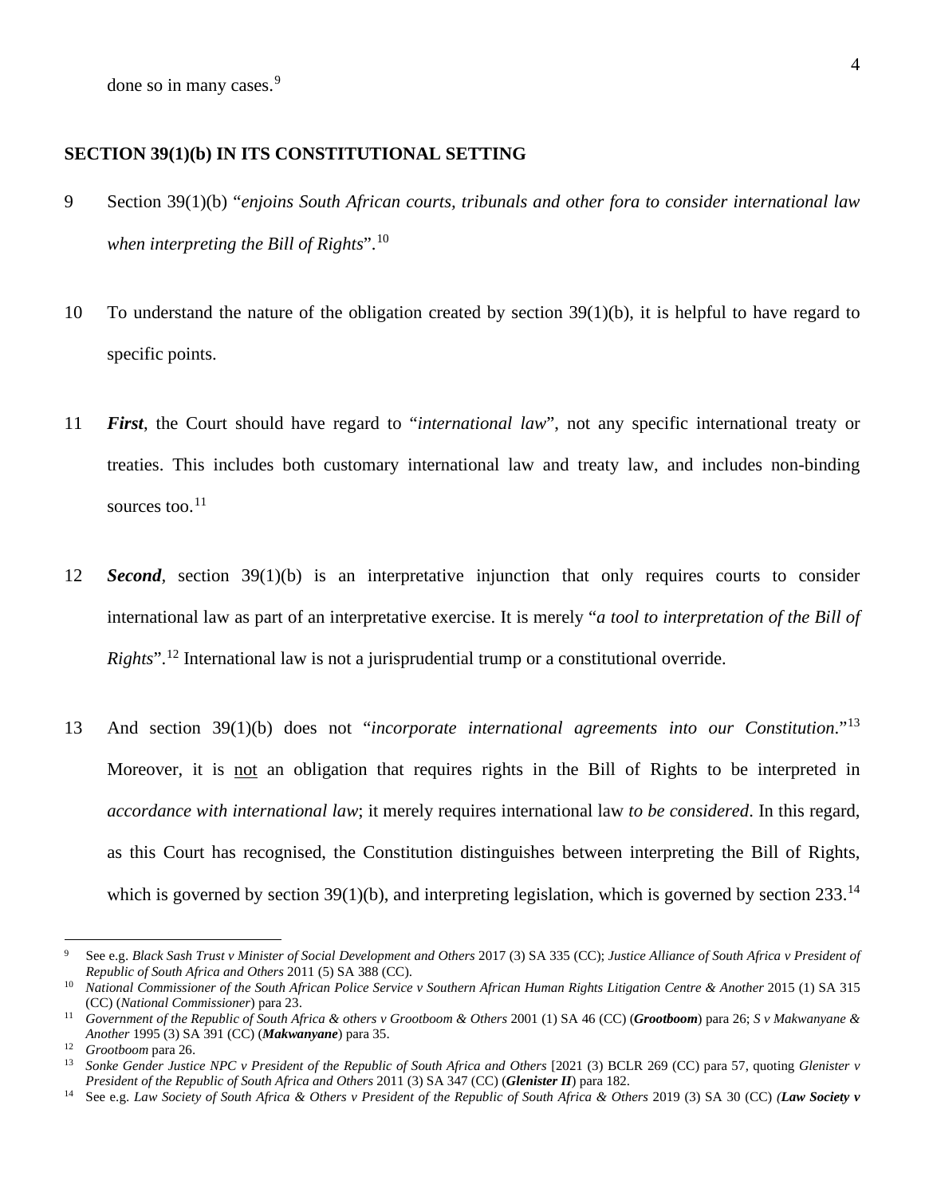done so in many cases.[9]

**SECTION 39(1)(b) IN ITS CONSTITUTIONAL SETTING**

9 Section 39(1)(b) "*enjoins South African courts, tribunals and other fora to consider international law when interpreting the Bill of Rights*".[10]

10 To understand the nature of the obligation created by section 39(1)(b), it is helpful to have regard to specific points.

11 ***First***, the Court should have regard to "*international law*", not any specific international treaty or treaties. This includes both customary international law and treaty law, and includes non-binding sources too.[11]

12 ***Second***, section 39(1)(b) is an interpretative injunction that only requires courts to consider international law as part of an interpretative exercise. It is merely "*a tool to interpretation of the Bill of Rights*".[12] International law is not a jurisprudential trump or a constitutional override.

13 And section 39(1)(b) does not "*incorporate international agreements into our Constitution*."[13] Moreover, it is <u>not</u> an obligation that requires rights in the Bill of Rights to be interpreted in *accordance with international law*; it merely requires international law *to be considered*. In this regard, as this Court has recognised, the Constitution distinguishes between interpreting the Bill of Rights, which is governed by section 39(1)(b), and interpreting legislation, which is governed by section 233.[14]

---

[9] See e.g. *Black Sash Trust v Minister of Social Development and Others* 2017 (3) SA 335 (CC); *Justice Alliance of South Africa v President of Republic of South Africa and Others* 2011 (5) SA 388 (CC).

[10] *National Commissioner of the South African Police Service v Southern African Human Rights Litigation Centre & Another* 2015 (1) SA 315 (CC) (*National Commissioner*) para 23.

[11] *Government of the Republic of South Africa & others v Grootboom & Others* 2001 (1) SA 46 (CC) (***Grootboom***) para 26; *S v Makwanyane & Another* 1995 (3) SA 391 (CC) (***Makwanyane***) para 35.

[12] *Grootboom* para 26.

[13] *Sonke Gender Justice NPC v President of the Republic of South Africa and Others* [2021 (3) BCLR 269 (CC) para 57, quoting *Glenister v President of the Republic of South Africa and Others* 2011 (3) SA 347 (CC) (***Glenister II***) para 182.

[14] See e.g. *Law Society of South Africa & Others v President of the Republic of South Africa & Others* 2019 (3) SA 30 (CC) (***Law Society v***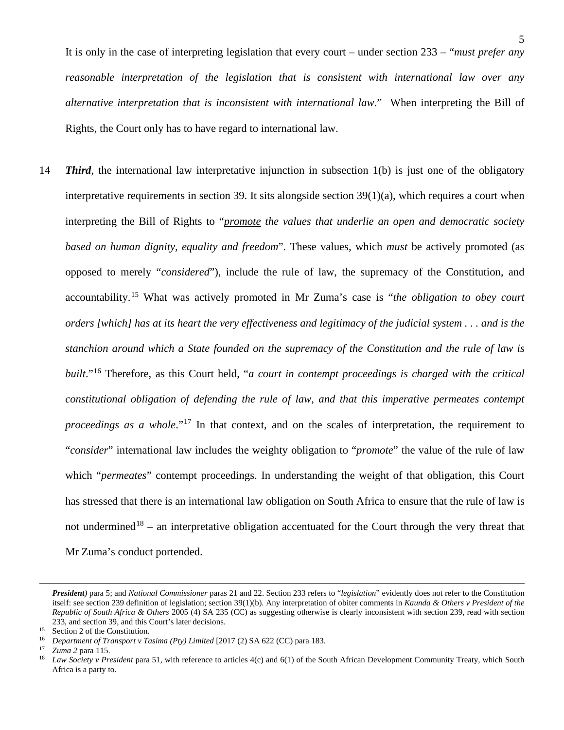It is only in the case of interpreting legislation that every court – under section 233 – "*must prefer any reasonable interpretation of the legislation that is consistent with international law over any alternative interpretation that is inconsistent with international law*." When interpreting the Bill of Rights, the Court only has to have regard to international law.

14 ***Third***, the international law interpretative injunction in subsection 1(b) is just one of the obligatory interpretative requirements in section 39. It sits alongside section 39(1)(a), which requires a court when interpreting the Bill of Rights to "*<u>promote</u> the values that underlie an open and democratic society based on human dignity, equality and freedom*". These values, which *must* be actively promoted (as opposed to merely "*considered*"), include the rule of law, the supremacy of the Constitution, and accountability.[15] What was actively promoted in Mr Zuma's case is "*the obligation to obey court orders [which] has at its heart the very effectiveness and legitimacy of the judicial system . . . and is the stanchion around which a State founded on the supremacy of the Constitution and the rule of law is built*."[16] Therefore, as this Court held, "*a court in contempt proceedings is charged with the critical constitutional obligation of defending the rule of law, and that this imperative permeates contempt proceedings as a whole*."[17] In that context, and on the scales of interpretation, the requirement to "*consider*" international law includes the weighty obligation to "*promote*" the value of the rule of law which "*permeates*" contempt proceedings. In understanding the weight of that obligation, this Court has stressed that there is an international law obligation on South Africa to ensure that the rule of law is not undermined[18] – an interpretative obligation accentuated for the Court through the very threat that Mr Zuma's conduct portended.

---

***President)*** para 5; and *National Commissioner* paras 21 and 22. Section 233 refers to "*legislation*" evidently does not refer to the Constitution itself: see section 239 definition of legislation; section 39(1)(b). Any interpretation of obiter comments in *Kaunda & Others v President of the Republic of South Africa & Others* 2005 (4) SA 235 (CC) as suggesting otherwise is clearly inconsistent with section 239, read with section 233, and section 39, and this Court's later decisions.

[15] Section 2 of the Constitution.

[16] *Department of Transport v Tasima (Pty) Limited* [2017 (2) SA 622 (CC) para 183.

[17] *Zuma 2* para 115.

[18] *Law Society v President* para 51, with reference to articles 4(c) and 6(1) of the South African Development Community Treaty, which South Africa is a party to.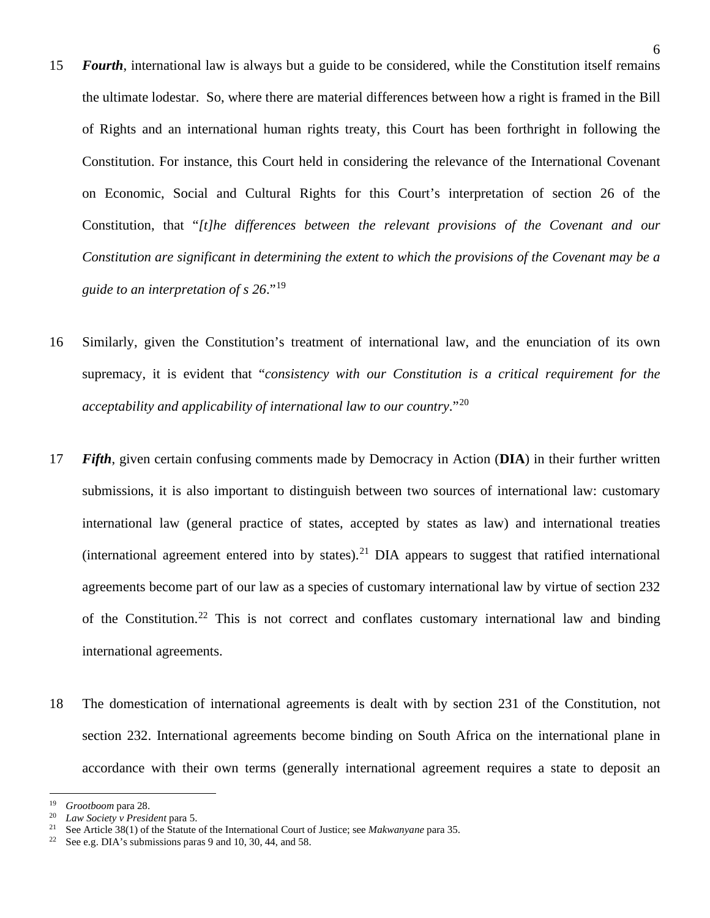15 ***Fourth***, international law is always but a guide to be considered, while the Constitution itself remains the ultimate lodestar. So, where there are material differences between how a right is framed in the Bill of Rights and an international human rights treaty, this Court has been forthright in following the Constitution. For instance, this Court held in considering the relevance of the International Covenant on Economic, Social and Cultural Rights for this Court's interpretation of section 26 of the Constitution, that "*[t]he differences between the relevant provisions of the Covenant and our Constitution are significant in determining the extent to which the provisions of the Covenant may be a guide to an interpretation of s 26*."[19]

16 Similarly, given the Constitution's treatment of international law, and the enunciation of its own supremacy, it is evident that "*consistency with our Constitution is a critical requirement for the acceptability and applicability of international law to our country*."[20]

17 ***Fifth***, given certain confusing comments made by Democracy in Action (**DIA**) in their further written submissions, it is also important to distinguish between two sources of international law: customary international law (general practice of states, accepted by states as law) and international treaties (international agreement entered into by states).[21] DIA appears to suggest that ratified international agreements become part of our law as a species of customary international law by virtue of section 232 of the Constitution.[22] This is not correct and conflates customary international law and binding international agreements.

18 The domestication of international agreements is dealt with by section 231 of the Constitution, not section 232. International agreements become binding on South Africa on the international plane in accordance with their own terms (generally international agreement requires a state to deposit an

---

[19] *Grootboom* para 28.

[20] *Law Society v President* para 5.

[21] See Article 38(1) of the Statute of the International Court of Justice; see *Makwanyane* para 35.

[22] See e.g. DIA's submissions paras 9 and 10, 30, 44, and 58.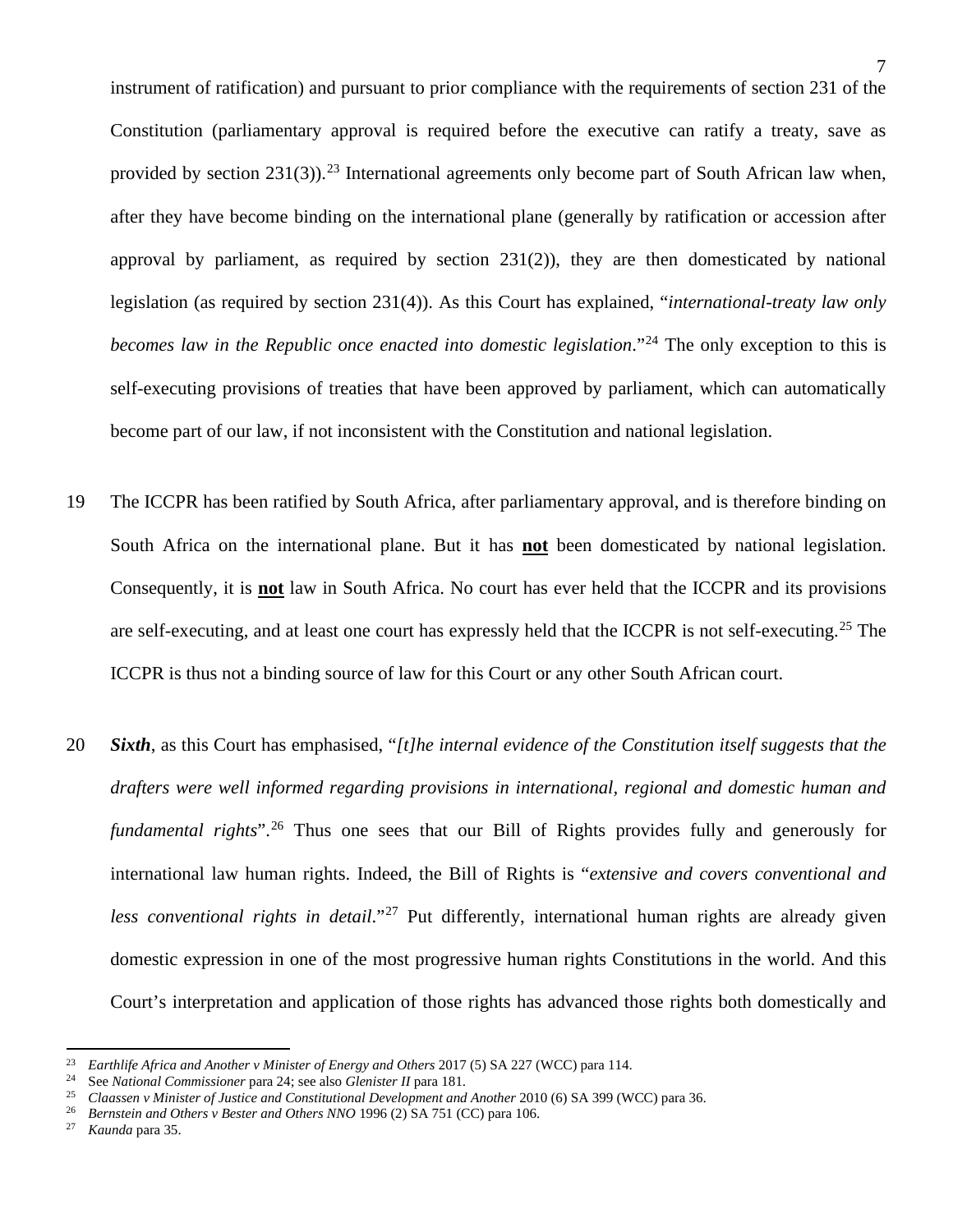instrument of ratification) and pursuant to prior compliance with the requirements of section 231 of the Constitution (parliamentary approval is required before the executive can ratify a treaty, save as provided by section 231(3)).[23] International agreements only become part of South African law when, after they have become binding on the international plane (generally by ratification or accession after approval by parliament, as required by section 231(2)), they are then domesticated by national legislation (as required by section 231(4)). As this Court has explained, "*international-treaty law only becomes law in the Republic once enacted into domestic legislation*."[24] The only exception to this is self-executing provisions of treaties that have been approved by parliament, which can automatically become part of our law, if not inconsistent with the Constitution and national legislation.

19 The ICCPR has been ratified by South Africa, after parliamentary approval, and is therefore binding on South Africa on the international plane. But it has **not** been domesticated by national legislation. Consequently, it is **not** law in South Africa. No court has ever held that the ICCPR and its provisions are self-executing, and at least one court has expressly held that the ICCPR is not self-executing.[25] The ICCPR is thus not a binding source of law for this Court or any other South African court.

20 ***Sixth***, as this Court has emphasised, "*[t]he internal evidence of the Constitution itself suggests that the drafters were well informed regarding provisions in international, regional and domestic human and fundamental rights*".[26] Thus one sees that our Bill of Rights provides fully and generously for international law human rights. Indeed, the Bill of Rights is "*extensive and covers conventional and less conventional rights in detail*."[27] Put differently, international human rights are already given domestic expression in one of the most progressive human rights Constitutions in the world. And this Court's interpretation and application of those rights has advanced those rights both domestically and

---

[23] *Earthlife Africa and Another v Minister of Energy and Others* 2017 (5) SA 227 (WCC) para 114.

[24] See *National Commissioner* para 24; see also *Glenister II* para 181.

[25] *Claassen v Minister of Justice and Constitutional Development and Another* 2010 (6) SA 399 (WCC) para 36.

[26] *Bernstein and Others v Bester and Others NNO* 1996 (2) SA 751 (CC) para 106.

[27] *Kaunda* para 35.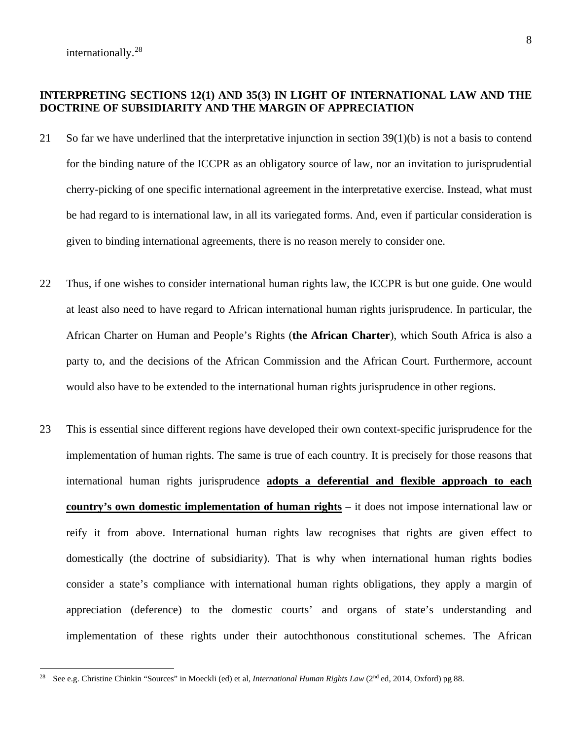internationally.[28]

**INTERPRETING SECTIONS 12(1) AND 35(3) IN LIGHT OF INTERNATIONAL LAW AND THE DOCTRINE OF SUBSIDIARITY AND THE MARGIN OF APPRECIATION**

21 So far we have underlined that the interpretative injunction in section 39(1)(b) is not a basis to contend for the binding nature of the ICCPR as an obligatory source of law, nor an invitation to jurisprudential cherry-picking of one specific international agreement in the interpretative exercise. Instead, what must be had regard to is international law, in all its variegated forms. And, even if particular consideration is given to binding international agreements, there is no reason merely to consider one.

22 Thus, if one wishes to consider international human rights law, the ICCPR is but one guide. One would at least also need to have regard to African international human rights jurisprudence. In particular, the African Charter on Human and People's Rights (**the African Charter**), which South Africa is also a party to, and the decisions of the African Commission and the African Court. Furthermore, account would also have to be extended to the international human rights jurisprudence in other regions.

23 This is essential since different regions have developed their own context-specific jurisprudence for the implementation of human rights. The same is true of each country. It is precisely for those reasons that international human rights jurisprudence **adopts a deferential and flexible approach to each country's own domestic implementation of human rights** – it does not impose international law or reify it from above. International human rights law recognises that rights are given effect to domestically (the doctrine of subsidiarity). That is why when international human rights bodies consider a state's compliance with international human rights obligations, they apply a margin of appreciation (deference) to the domestic courts' and organs of state's understanding and implementation of these rights under their autochthonous constitutional schemes. The African

[28] See e.g. Christine Chinkin "Sources" in Moeckli (ed) et al, *International Human Rights Law* (2nd ed, 2014, Oxford) pg 88.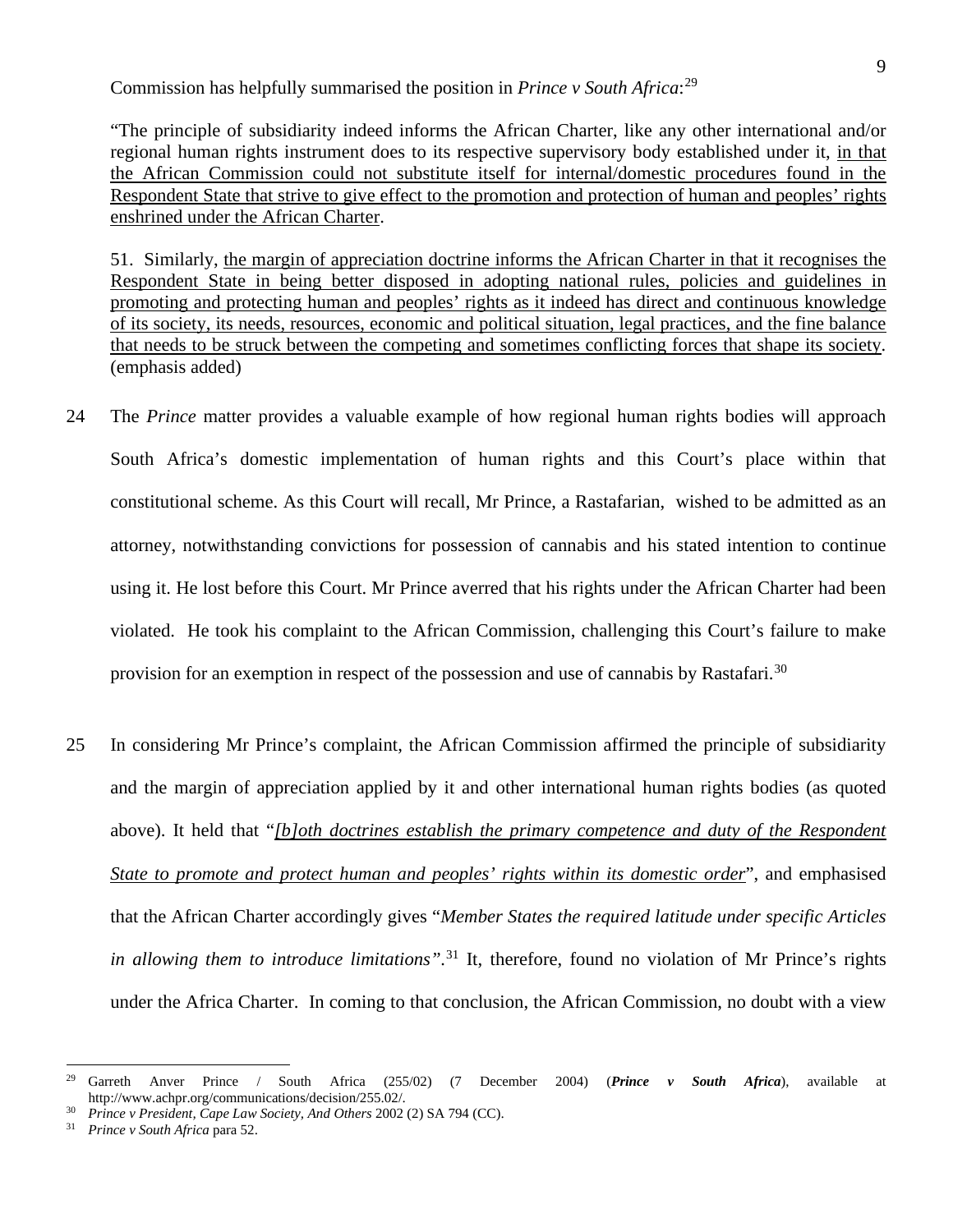Commission has helpfully summarised the position in *Prince v South Africa*:[29]

> "The principle of subsidiarity indeed informs the African Charter, like any other international and/or regional human rights instrument does to its respective supervisory body established under it, <u>in that the African Commission could not substitute itself for internal/domestic procedures found in the Respondent State that strive to give effect to the promotion and protection of human and peoples' rights enshrined under the African Charter</u>.
>
> 51. Similarly, <u>the margin of appreciation doctrine informs the African Charter in that it recognises the Respondent State in being better disposed in adopting national rules, policies and guidelines in promoting and protecting human and peoples' rights as it indeed has direct and continuous knowledge of its society, its needs, resources, economic and political situation, legal practices, and the fine balance that needs to be struck between the competing and sometimes conflicting forces that shape its society</u>. (emphasis added)

24 The *Prince* matter provides a valuable example of how regional human rights bodies will approach South Africa's domestic implementation of human rights and this Court's place within that constitutional scheme. As this Court will recall, Mr Prince, a Rastafarian, wished to be admitted as an attorney, notwithstanding convictions for possession of cannabis and his stated intention to continue using it. He lost before this Court. Mr Prince averred that his rights under the African Charter had been violated. He took his complaint to the African Commission, challenging this Court's failure to make provision for an exemption in respect of the possession and use of cannabis by Rastafari.[30]

25 In considering Mr Prince's complaint, the African Commission affirmed the principle of subsidiarity and the margin of appreciation applied by it and other international human rights bodies (as quoted above). It held that "*<u>[b]oth doctrines establish the primary competence and duty of the Respondent State to promote and protect human and peoples' rights within its domestic order</u>*", and emphasised that the African Charter accordingly gives "*Member States the required latitude under specific Articles in allowing them to introduce limitations*".[31] It, therefore, found no violation of Mr Prince's rights under the Africa Charter. In coming to that conclusion, the African Commission, no doubt with a view

---

[29] Garreth Anver Prince / South Africa (255/02) (7 December 2004) (***Prince v South Africa***), available at http://www.achpr.org/communications/decision/255.02/.

[30] *Prince v President, Cape Law Society, And Others* 2002 (2) SA 794 (CC).

[31] *Prince v South Africa* para 52.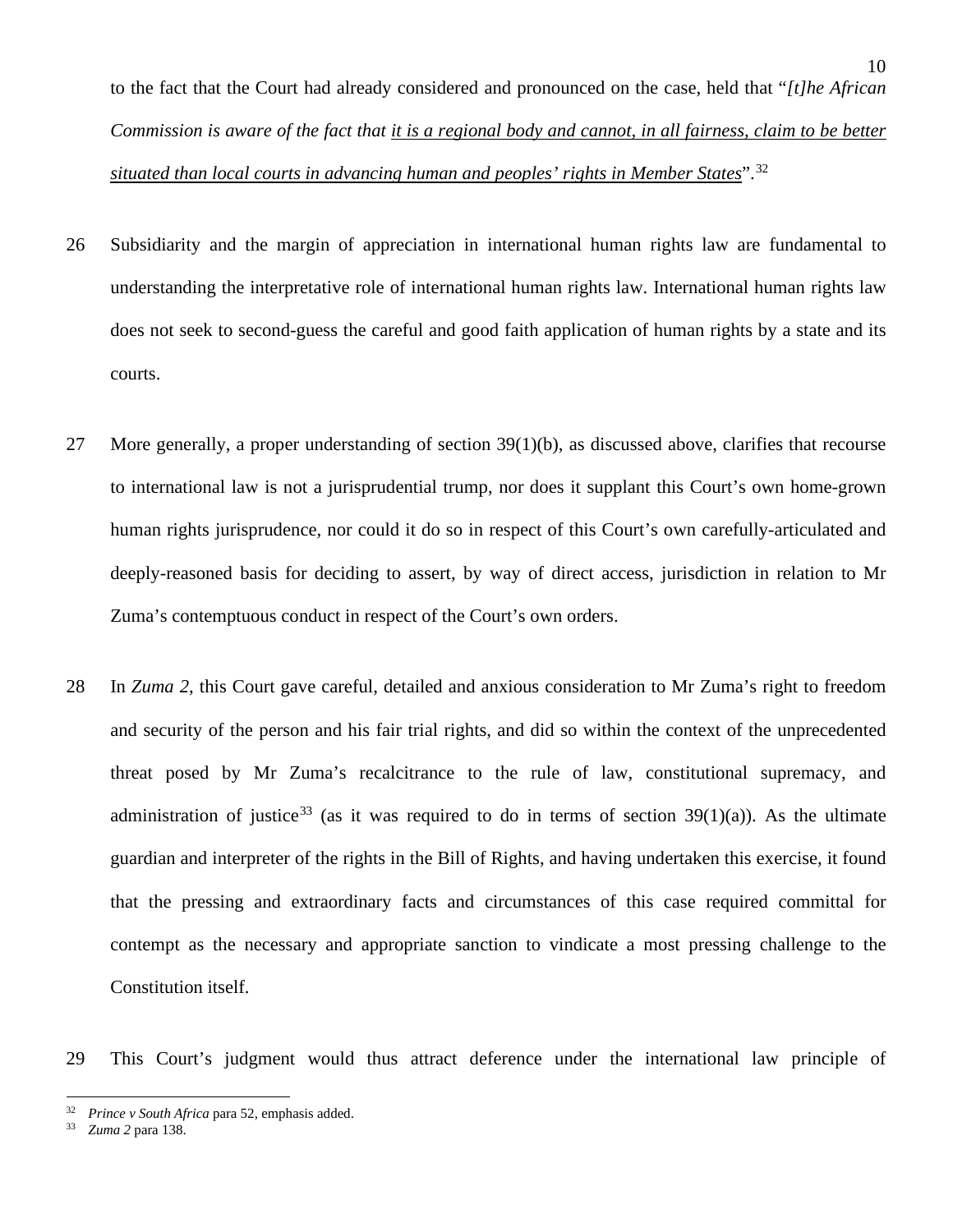to the fact that the Court had already considered and pronounced on the case, held that "*[t]he African Commission is aware of the fact that <u>it is a regional body and cannot, in all fairness, claim to be better situated than local courts in advancing human and peoples' rights in Member States</u>*".[32]

26 Subsidiarity and the margin of appreciation in international human rights law are fundamental to understanding the interpretative role of international human rights law. International human rights law does not seek to second-guess the careful and good faith application of human rights by a state and its courts.

27 More generally, a proper understanding of section 39(1)(b), as discussed above, clarifies that recourse to international law is not a jurisprudential trump, nor does it supplant this Court's own home-grown human rights jurisprudence, nor could it do so in respect of this Court's own carefully-articulated and deeply-reasoned basis for deciding to assert, by way of direct access, jurisdiction in relation to Mr Zuma's contemptuous conduct in respect of the Court's own orders.

28 In *Zuma 2*, this Court gave careful, detailed and anxious consideration to Mr Zuma's right to freedom and security of the person and his fair trial rights, and did so within the context of the unprecedented threat posed by Mr Zuma's recalcitrance to the rule of law, constitutional supremacy, and administration of justice[33] (as it was required to do in terms of section 39(1)(a)). As the ultimate guardian and interpreter of the rights in the Bill of Rights, and having undertaken this exercise, it found that the pressing and extraordinary facts and circumstances of this case required committal for contempt as the necessary and appropriate sanction to vindicate a most pressing challenge to the Constitution itself.

29 This Court's judgment would thus attract deference under the international law principle of

---

[32] *Prince v South Africa* para 52, emphasis added.

[33] *Zuma 2* para 138.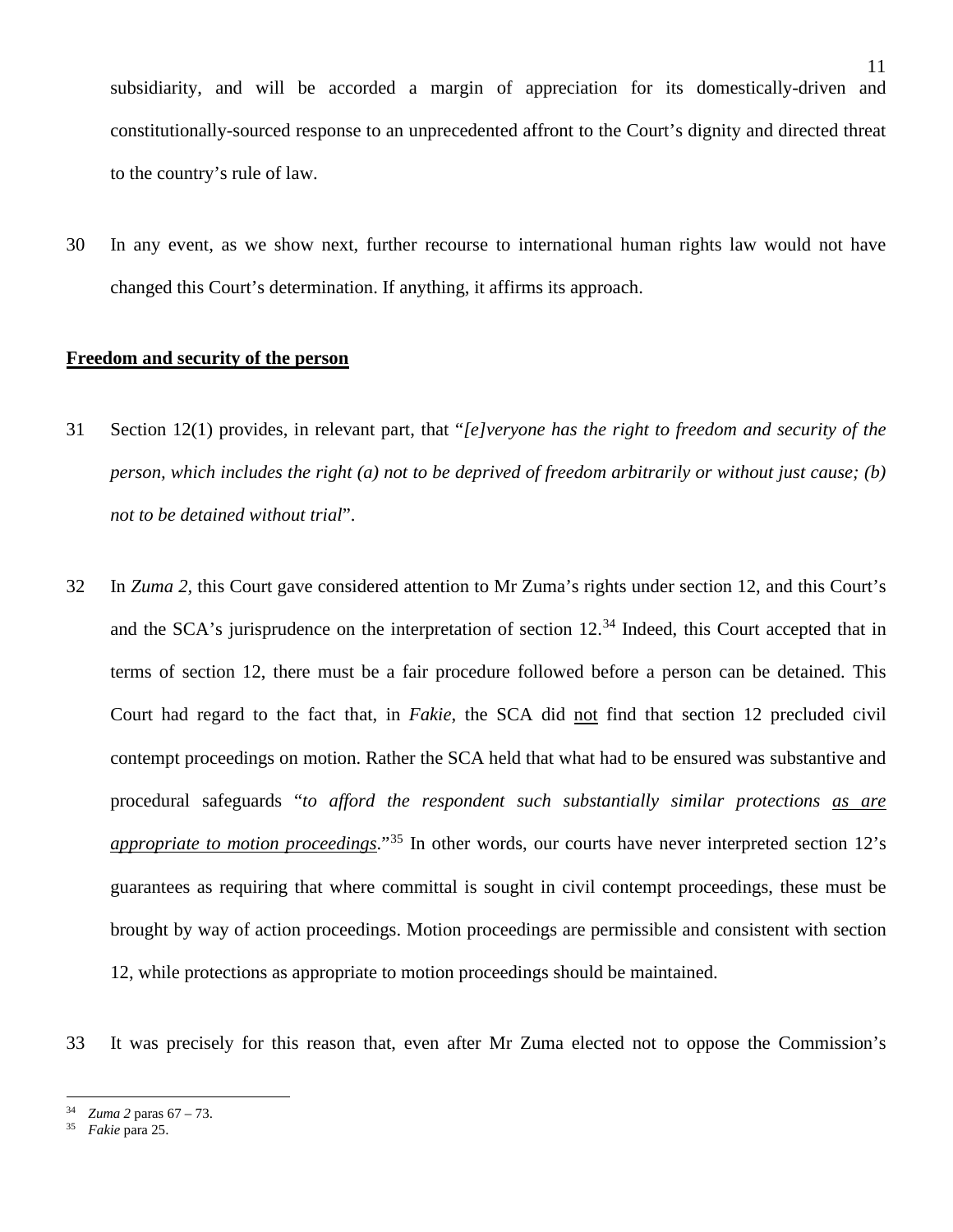subsidiarity, and will be accorded a margin of appreciation for its domestically-driven and constitutionally-sourced response to an unprecedented affront to the Court's dignity and directed threat to the country's rule of law.

30 In any event, as we show next, further recourse to international human rights law would not have changed this Court's determination. If anything, it affirms its approach.

**Freedom and security of the person**

31 Section 12(1) provides, in relevant part, that "*[e]veryone has the right to freedom and security of the person, which includes the right (a) not to be deprived of freedom arbitrarily or without just cause; (b) not to be detained without trial*".

32 In *Zuma 2*, this Court gave considered attention to Mr Zuma's rights under section 12, and this Court's and the SCA's jurisprudence on the interpretation of section 12.[34] Indeed, this Court accepted that in terms of section 12, there must be a fair procedure followed before a person can be detained. This Court had regard to the fact that, in *Fakie*, the SCA did <u>not</u> find that section 12 precluded civil contempt proceedings on motion. Rather the SCA held that what had to be ensured was substantive and procedural safeguards "*to afford the respondent such substantially similar protections <u>as are appropriate to motion proceedings</u>.*"[35] In other words, our courts have never interpreted section 12's guarantees as requiring that where committal is sought in civil contempt proceedings, these must be brought by way of action proceedings. Motion proceedings are permissible and consistent with section 12, while protections as appropriate to motion proceedings should be maintained.

33 It was precisely for this reason that, even after Mr Zuma elected not to oppose the Commission's

---

[34] *Zuma 2* paras 67 – 73.

[35] *Fakie* para 25.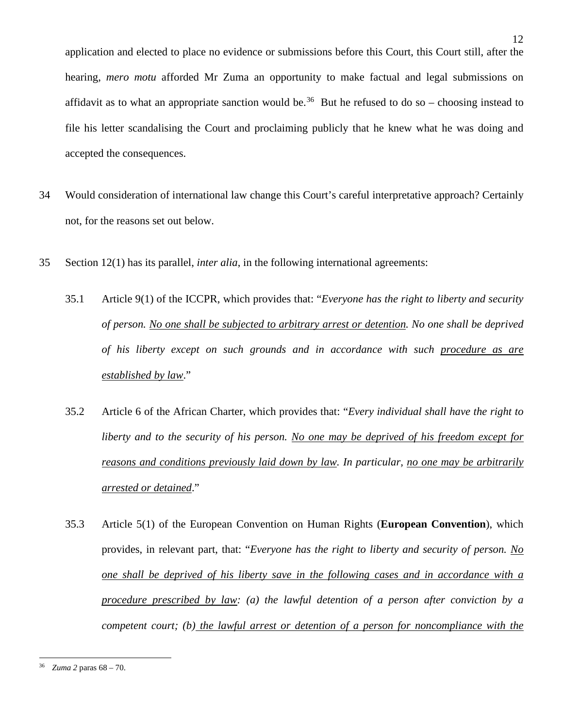application and elected to place no evidence or submissions before this Court, this Court still, after the hearing, *mero motu* afforded Mr Zuma an opportunity to make factual and legal submissions on affidavit as to what an appropriate sanction would be.[36] But he refused to do so – choosing instead to file his letter scandalising the Court and proclaiming publicly that he knew what he was doing and accepted the consequences.

34 Would consideration of international law change this Court's careful interpretative approach? Certainly not, for the reasons set out below.

35 Section 12(1) has its parallel, *inter alia*, in the following international agreements:

35.1 Article 9(1) of the ICCPR, which provides that: "*Everyone has the right to liberty and security of person. <u>No one shall be subjected to arbitrary arrest or detention</u>. No one shall be deprived of his liberty except on such grounds and in accordance with such <u>procedure as are established by law</u>.*"

35.2 Article 6 of the African Charter, which provides that: "*Every individual shall have the right to liberty and to the security of his person. <u>No one may be deprived of his freedom except for reasons and conditions previously laid down by law</u>. In particular, <u>no one may be arbitrarily arrested or detained</u>.*"

35.3 Article 5(1) of the European Convention on Human Rights (**European Convention**), which provides, in relevant part, that: "*Everyone has the right to liberty and security of person. <u>No one shall be deprived of his liberty save in the following cases and in accordance with a procedure prescribed by law</u>: (a) the lawful detention of a person after conviction by a competent court; (b) <u>the lawful arrest or detention of a person for noncompliance with the</u>*

[36] *Zuma 2* paras 68 – 70.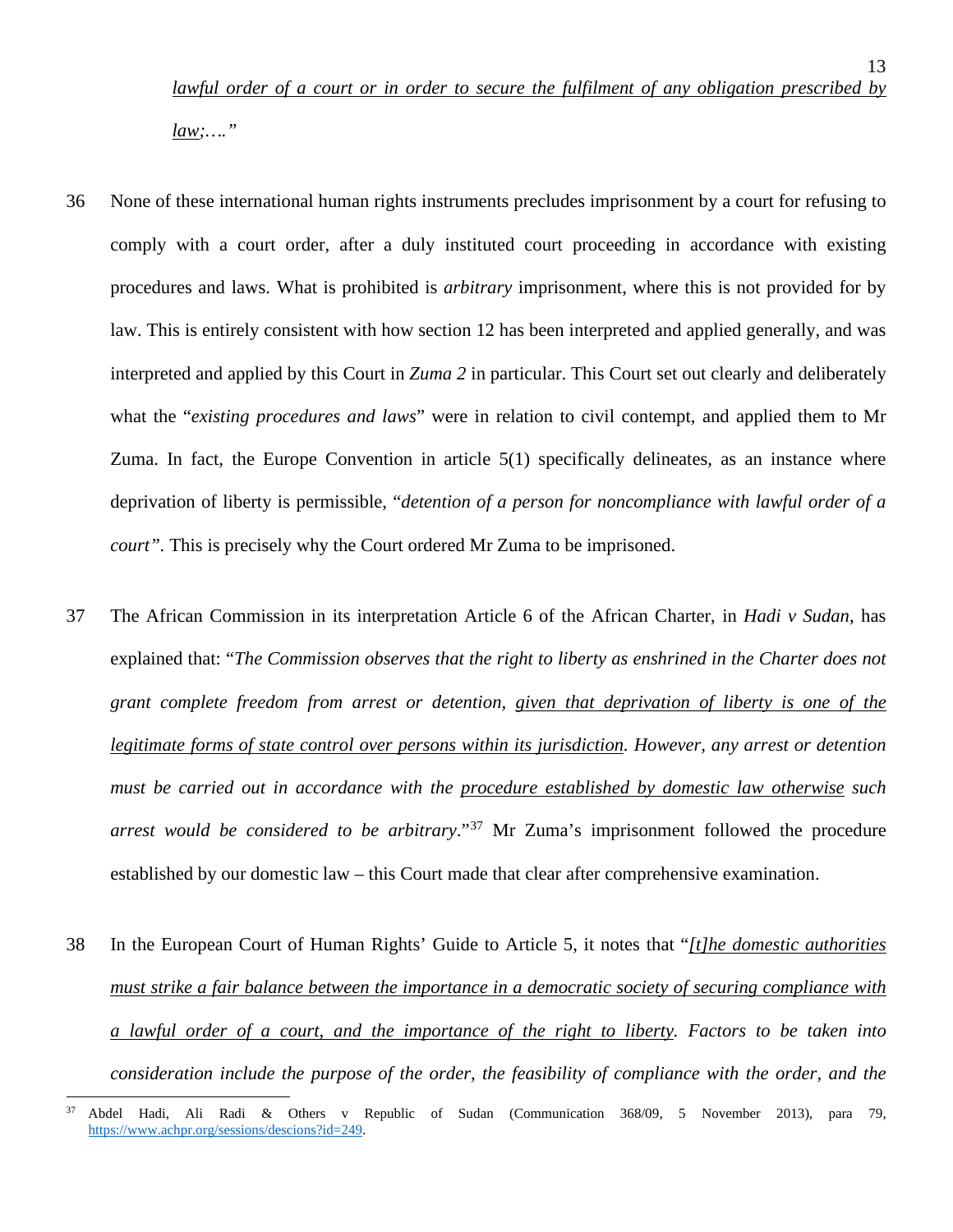*lawful order of a court or in order to secure the fulfilment of any obligation prescribed by law;…."*

36 None of these international human rights instruments precludes imprisonment by a court for refusing to comply with a court order, after a duly instituted court proceeding in accordance with existing procedures and laws. What is prohibited is *arbitrary* imprisonment, where this is not provided for by law. This is entirely consistent with how section 12 has been interpreted and applied generally, and was interpreted and applied by this Court in *Zuma 2* in particular. This Court set out clearly and deliberately what the "*existing procedures and laws*" were in relation to civil contempt, and applied them to Mr Zuma. In fact, the Europe Convention in article 5(1) specifically delineates, as an instance where deprivation of liberty is permissible, "*detention of a person for noncompliance with lawful order of a court"*. This is precisely why the Court ordered Mr Zuma to be imprisoned.

37 The African Commission in its interpretation Article 6 of the African Charter, in *Hadi v Sudan*, has explained that: "*The Commission observes that the right to liberty as enshrined in the Charter does not grant complete freedom from arrest or detention, given that deprivation of liberty is one of the legitimate forms of state control over persons within its jurisdiction. However, any arrest or detention must be carried out in accordance with the procedure established by domestic law otherwise such arrest would be considered to be arbitrary*."[37] Mr Zuma's imprisonment followed the procedure established by our domestic law – this Court made that clear after comprehensive examination.

38 In the European Court of Human Rights' Guide to Article 5, it notes that "*[t]he domestic authorities must strike a fair balance between the importance in a democratic society of securing compliance with a lawful order of a court, and the importance of the right to liberty. Factors to be taken into consideration include the purpose of the order, the feasibility of compliance with the order, and the*

[37] Abdel Hadi, Ali Radi & Others v Republic of Sudan (Communication 368/09, 5 November 2013), para 79, https://www.achpr.org/sessions/descions?id=249.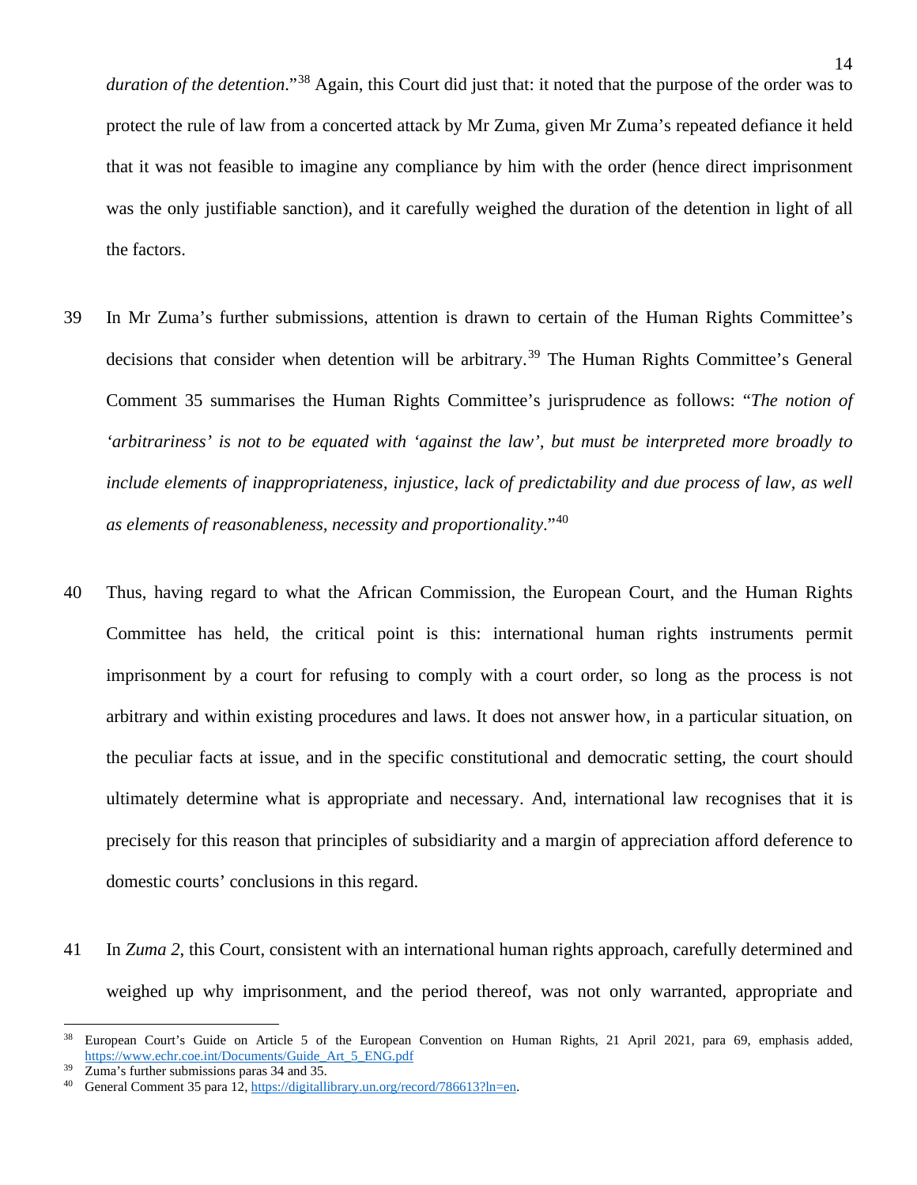*duration of the detention*."[38] Again, this Court did just that: it noted that the purpose of the order was to protect the rule of law from a concerted attack by Mr Zuma, given Mr Zuma's repeated defiance it held that it was not feasible to imagine any compliance by him with the order (hence direct imprisonment was the only justifiable sanction), and it carefully weighed the duration of the detention in light of all the factors.

39 In Mr Zuma's further submissions, attention is drawn to certain of the Human Rights Committee's decisions that consider when detention will be arbitrary.[39] The Human Rights Committee's General Comment 35 summarises the Human Rights Committee's jurisprudence as follows: "*The notion of 'arbitrariness' is not to be equated with 'against the law', but must be interpreted more broadly to include elements of inappropriateness, injustice, lack of predictability and due process of law, as well as elements of reasonableness, necessity and proportionality*."[40]

40 Thus, having regard to what the African Commission, the European Court, and the Human Rights Committee has held, the critical point is this: international human rights instruments permit imprisonment by a court for refusing to comply with a court order, so long as the process is not arbitrary and within existing procedures and laws. It does not answer how, in a particular situation, on the peculiar facts at issue, and in the specific constitutional and democratic setting, the court should ultimately determine what is appropriate and necessary. And, international law recognises that it is precisely for this reason that principles of subsidiarity and a margin of appreciation afford deference to domestic courts' conclusions in this regard.

41 In *Zuma 2*, this Court, consistent with an international human rights approach, carefully determined and weighed up why imprisonment, and the period thereof, was not only warranted, appropriate and

---

[38] European Court's Guide on Article 5 of the European Convention on Human Rights, 21 April 2021, para 69, emphasis added, https://www.echr.coe.int/Documents/Guide_Art_5_ENG.pdf

[39] Zuma's further submissions paras 34 and 35.

[40] General Comment 35 para 12, https://digitallibrary.un.org/record/786613?ln=en.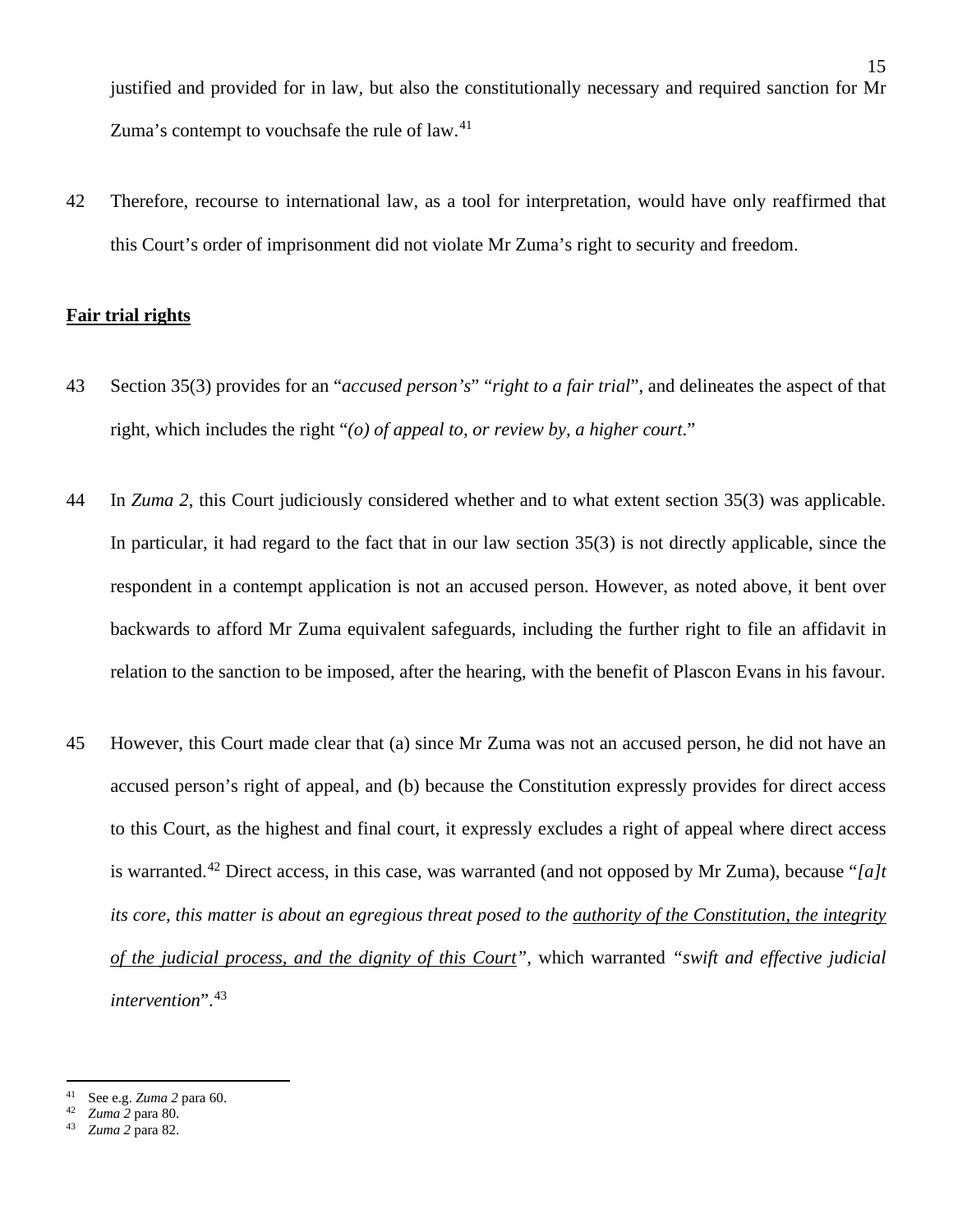justified and provided for in law, but also the constitutionally necessary and required sanction for Mr Zuma's contempt to vouchsafe the rule of law.[41]

42 Therefore, recourse to international law, as a tool for interpretation, would have only reaffirmed that this Court's order of imprisonment did not violate Mr Zuma's right to security and freedom.

**Fair trial rights**

43 Section 35(3) provides for an "*accused person's*" "*right to a fair trial*", and delineates the aspect of that right, which includes the right "*(o) of appeal to, or review by, a higher court*."

44 In *Zuma 2*, this Court judiciously considered whether and to what extent section 35(3) was applicable. In particular, it had regard to the fact that in our law section 35(3) is not directly applicable, since the respondent in a contempt application is not an accused person. However, as noted above, it bent over backwards to afford Mr Zuma equivalent safeguards, including the further right to file an affidavit in relation to the sanction to be imposed, after the hearing, with the benefit of Plascon Evans in his favour.

45 However, this Court made clear that (a) since Mr Zuma was not an accused person, he did not have an accused person's right of appeal, and (b) because the Constitution expressly provides for direct access to this Court, as the highest and final court, it expressly excludes a right of appeal where direct access is warranted.[42] Direct access, in this case, was warranted (and not opposed by Mr Zuma), because "*[a]t its core, this matter is about an egregious threat posed to the <u>authority of the Constitution, the integrity of the judicial process, and the dignity of this Court</u>"*, which warranted *"swift and effective judicial intervention*".[43]

---

[41] See e.g. *Zuma 2* para 60.

[42] *Zuma 2* para 80.

[43] *Zuma 2* para 82.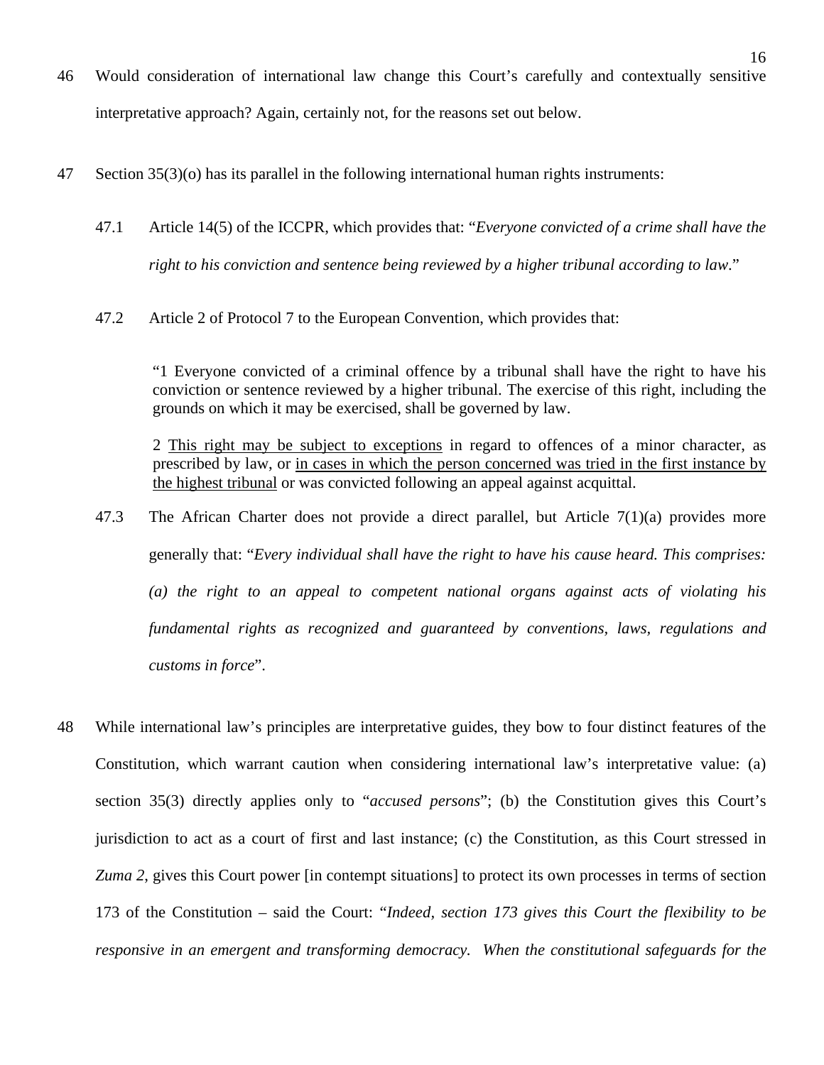46 Would consideration of international law change this Court's carefully and contextually sensitive interpretative approach? Again, certainly not, for the reasons set out below.

47 Section 35(3)(o) has its parallel in the following international human rights instruments:

47.1 Article 14(5) of the ICCPR, which provides that: "*Everyone convicted of a crime shall have the right to his conviction and sentence being reviewed by a higher tribunal according to law*."

47.2 Article 2 of Protocol 7 to the European Convention, which provides that:

> "1 Everyone convicted of a criminal offence by a tribunal shall have the right to have his conviction or sentence reviewed by a higher tribunal. The exercise of this right, including the grounds on which it may be exercised, shall be governed by law.
>
> 2 <u>This right may be subject to exceptions</u> in regard to offences of a minor character, as prescribed by law, or <u>in cases in which the person concerned was tried in the first instance by the highest tribunal</u> or was convicted following an appeal against acquittal.

47.3 The African Charter does not provide a direct parallel, but Article 7(1)(a) provides more generally that: "*Every individual shall have the right to have his cause heard. This comprises: (a) the right to an appeal to competent national organs against acts of violating his fundamental rights as recognized and guaranteed by conventions, laws, regulations and customs in force*".

48 While international law's principles are interpretative guides, they bow to four distinct features of the Constitution, which warrant caution when considering international law's interpretative value: (a) section 35(3) directly applies only to "*accused persons*"; (b) the Constitution gives this Court's jurisdiction to act as a court of first and last instance; (c) the Constitution, as this Court stressed in *Zuma 2,* gives this Court power [in contempt situations] to protect its own processes in terms of section 173 of the Constitution – said the Court: "*Indeed, section 173 gives this Court the flexibility to be responsive in an emergent and transforming democracy. When the constitutional safeguards for the*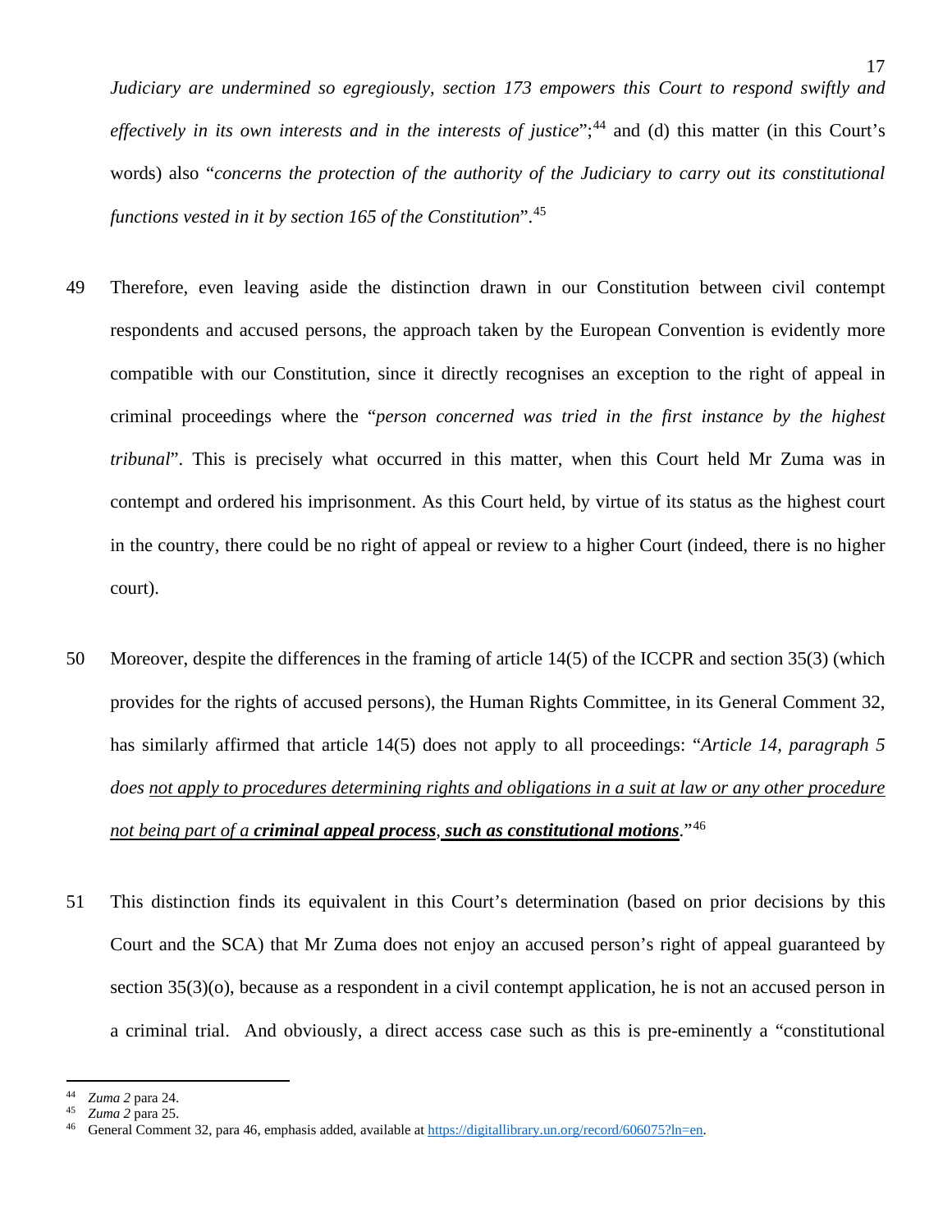*Judiciary are undermined so egregiously, section 173 empowers this Court to respond swiftly and effectively in its own interests and in the interests of justice*";[44] and (d) this matter (in this Court's words) also "*concerns the protection of the authority of the Judiciary to carry out its constitutional functions vested in it by section 165 of the Constitution*".[45]

49 Therefore, even leaving aside the distinction drawn in our Constitution between civil contempt respondents and accused persons, the approach taken by the European Convention is evidently more compatible with our Constitution, since it directly recognises an exception to the right of appeal in criminal proceedings where the "*person concerned was tried in the first instance by the highest tribunal*". This is precisely what occurred in this matter, when this Court held Mr Zuma was in contempt and ordered his imprisonment. As this Court held, by virtue of its status as the highest court in the country, there could be no right of appeal or review to a higher Court (indeed, there is no higher court).

50 Moreover, despite the differences in the framing of article 14(5) of the ICCPR and section 35(3) (which provides for the rights of accused persons), the Human Rights Committee, in its General Comment 32, has similarly affirmed that article 14(5) does not apply to all proceedings: "*Article 14, paragraph 5 does <u>not apply to procedures determining rights and obligations in a suit at law or any other procedure not being part of a</u> **<u>criminal appeal process</u>**, **<u>such as constitutional motions</u>**.*"[46]

51 This distinction finds its equivalent in this Court's determination (based on prior decisions by this Court and the SCA) that Mr Zuma does not enjoy an accused person's right of appeal guaranteed by section 35(3)(o), because as a respondent in a civil contempt application, he is not an accused person in a criminal trial. And obviously, a direct access case such as this is pre-eminently a "constitutional

---

[44] *Zuma 2* para 24.

[45] *Zuma 2* para 25.

[46] General Comment 32, para 46, emphasis added, available at https://digitallibrary.un.org/record/606075?ln=en.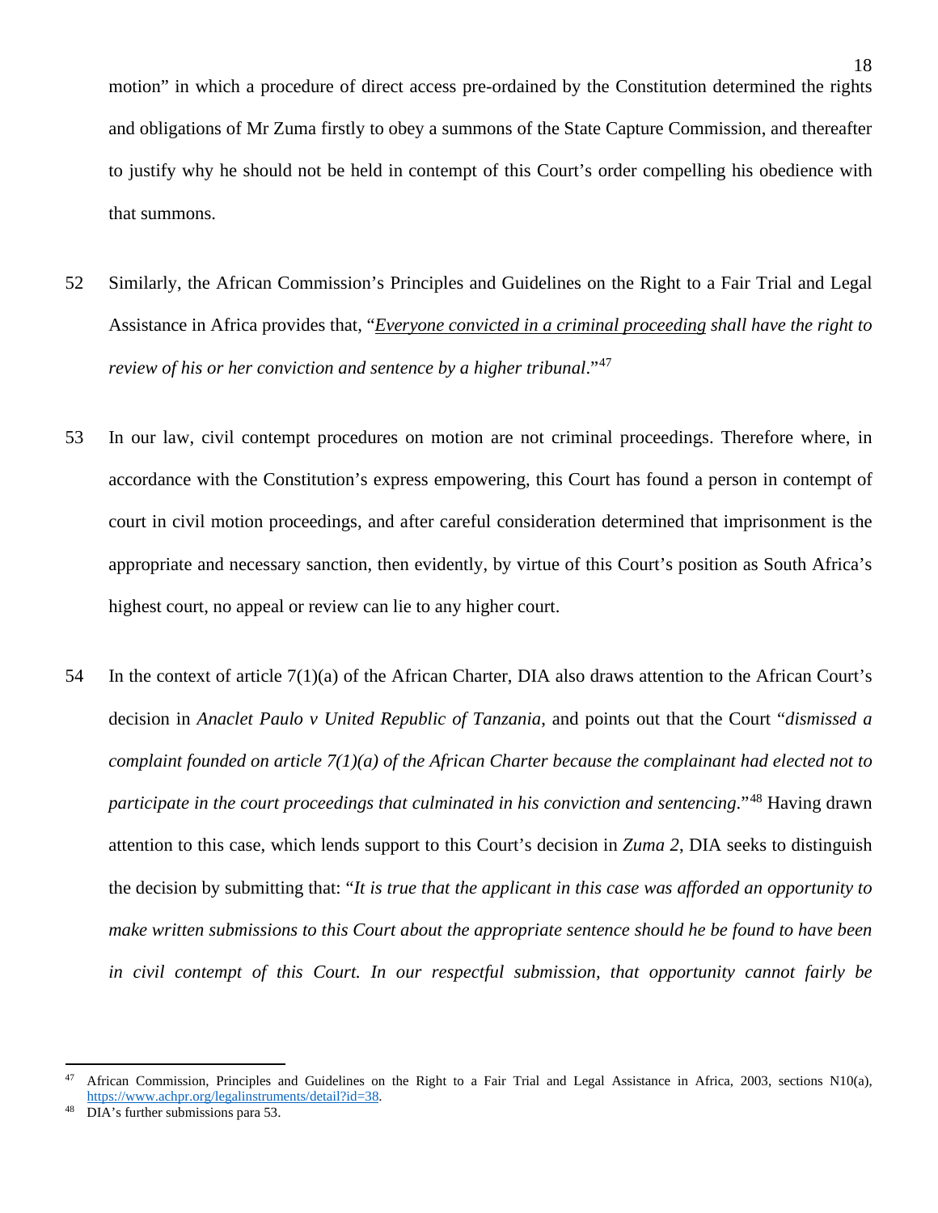motion" in which a procedure of direct access pre-ordained by the Constitution determined the rights and obligations of Mr Zuma firstly to obey a summons of the State Capture Commission, and thereafter to justify why he should not be held in contempt of this Court's order compelling his obedience with that summons.

52 Similarly, the African Commission's Principles and Guidelines on the Right to a Fair Trial and Legal Assistance in Africa provides that, "*<u>Everyone convicted in a criminal proceeding</u> shall have the right to review of his or her conviction and sentence by a higher tribunal*."[47]

53 In our law, civil contempt procedures on motion are not criminal proceedings. Therefore where, in accordance with the Constitution's express empowering, this Court has found a person in contempt of court in civil motion proceedings, and after careful consideration determined that imprisonment is the appropriate and necessary sanction, then evidently, by virtue of this Court's position as South Africa's highest court, no appeal or review can lie to any higher court.

54 In the context of article 7(1)(a) of the African Charter, DIA also draws attention to the African Court's decision in *Anaclet Paulo v United Republic of Tanzania*, and points out that the Court "*dismissed a complaint founded on article 7(1)(a) of the African Charter because the complainant had elected not to participate in the court proceedings that culminated in his conviction and sentencing*."[48] Having drawn attention to this case, which lends support to this Court's decision in *Zuma 2*, DIA seeks to distinguish the decision by submitting that: "*It is true that the applicant in this case was afforded an opportunity to make written submissions to this Court about the appropriate sentence should he be found to have been in civil contempt of this Court. In our respectful submission, that opportunity cannot fairly be*

---

[47] African Commission, Principles and Guidelines on the Right to a Fair Trial and Legal Assistance in Africa, 2003, sections N10(a), https://www.achpr.org/legalinstruments/detail?id=38.

[48] DIA's further submissions para 53.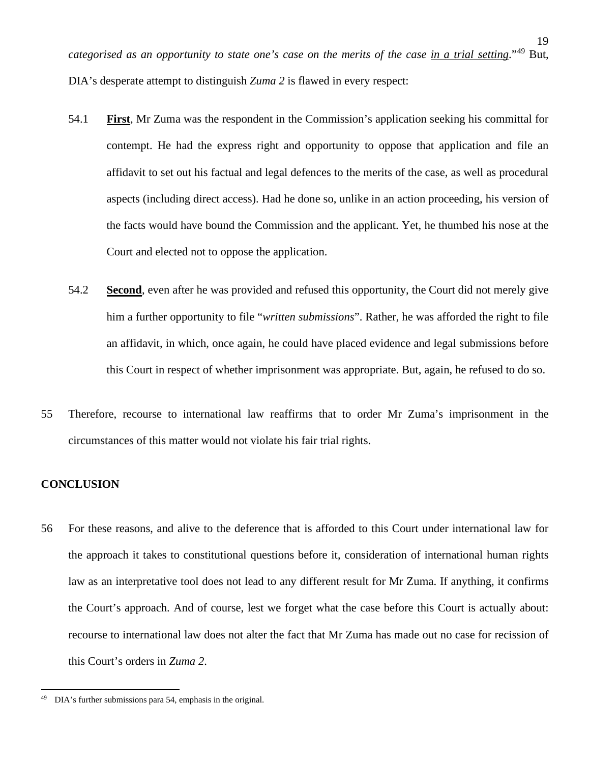*categorised as an opportunity to state one's case on the merits of the case <u>in a trial setting</u>.*"[49] But, DIA's desperate attempt to distinguish *Zuma 2* is flawed in every respect:

54.1 **<u>First</u>**, Mr Zuma was the respondent in the Commission's application seeking his committal for contempt. He had the express right and opportunity to oppose that application and file an affidavit to set out his factual and legal defences to the merits of the case, as well as procedural aspects (including direct access). Had he done so, unlike in an action proceeding, his version of the facts would have bound the Commission and the applicant. Yet, he thumbed his nose at the Court and elected not to oppose the application.

54.2 **<u>Second</u>**, even after he was provided and refused this opportunity, the Court did not merely give him a further opportunity to file "*written submissions*". Rather, he was afforded the right to file an affidavit, in which, once again, he could have placed evidence and legal submissions before this Court in respect of whether imprisonment was appropriate. But, again, he refused to do so.

55 Therefore, recourse to international law reaffirms that to order Mr Zuma's imprisonment in the circumstances of this matter would not violate his fair trial rights.

## CONCLUSION

56 For these reasons, and alive to the deference that is afforded to this Court under international law for the approach it takes to constitutional questions before it, consideration of international human rights law as an interpretative tool does not lead to any different result for Mr Zuma. If anything, it confirms the Court's approach. And of course, lest we forget what the case before this Court is actually about: recourse to international law does not alter the fact that Mr Zuma has made out no case for recission of this Court's orders in *Zuma 2*.

[49] DIA's further submissions para 54, emphasis in the original.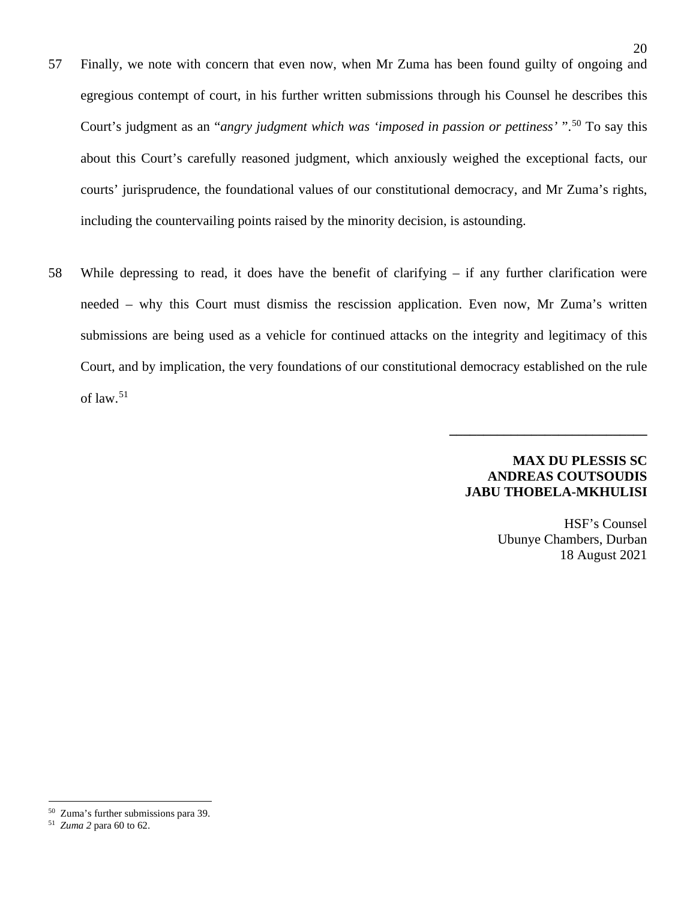57 Finally, we note with concern that even now, when Mr Zuma has been found guilty of ongoing and egregious contempt of court, in his further written submissions through his Counsel he describes this Court's judgment as an "*angry judgment which was 'imposed in passion or pettiness'* ".[50] To say this about this Court's carefully reasoned judgment, which anxiously weighed the exceptional facts, our courts' jurisprudence, the foundational values of our constitutional democracy, and Mr Zuma's rights, including the countervailing points raised by the minority decision, is astounding.

58 While depressing to read, it does have the benefit of clarifying – if any further clarification were needed – why this Court must dismiss the rescission application. Even now, Mr Zuma's written submissions are being used as a vehicle for continued attacks on the integrity and legitimacy of this Court, and by implication, the very foundations of our constitutional democracy established on the rule of law.[51]

______________________________

**MAX DU PLESSIS SC**
**ANDREAS COUTSOUDIS**
**JABU THOBELA-MKHULISI**

HSF's Counsel
Ubunye Chambers, Durban
18 August 2021

---

[50] Zuma's further submissions para 39.

[51] *Zuma 2* para 60 to 62.